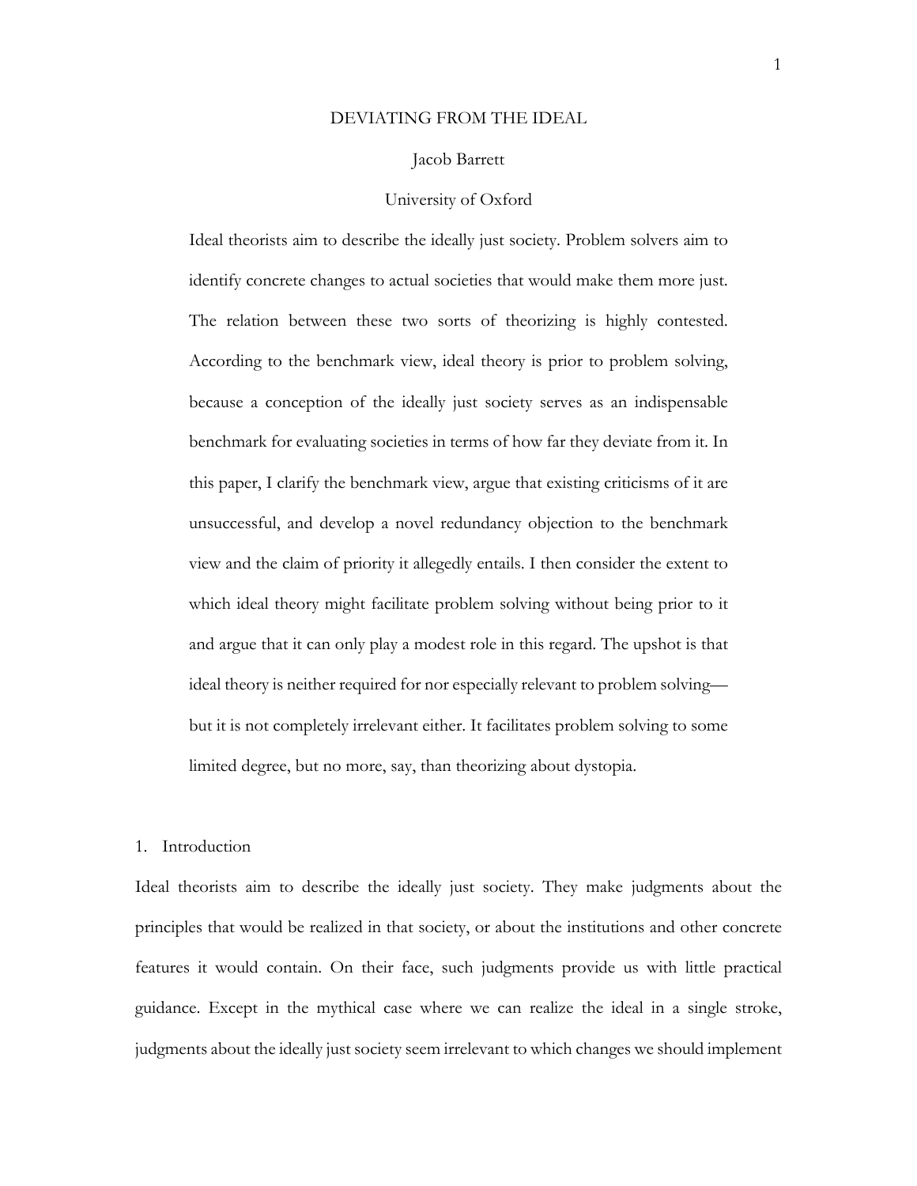# DEVIATING FROM THE IDEAL

Jacob Barrett

University of Oxford

> Ideal theorists aim to describe the ideally just society. Problem solvers aim to identify concrete changes to actual societies that would make them more just. The relation between these two sorts of theorizing is highly contested. According to the benchmark view, ideal theory is prior to problem solving, because a conception of the ideally just society serves as an indispensable benchmark for evaluating societies in terms of how far they deviate from it. In this paper, I clarify the benchmark view, argue that existing criticisms of it are unsuccessful, and develop a novel redundancy objection to the benchmark view and the claim of priority it allegedly entails. I then consider the extent to which ideal theory might facilitate problem solving without being prior to it and argue that it can only play a modest role in this regard. The upshot is that ideal theory is neither required for nor especially relevant to problem solving—but it is not completely irrelevant either. It facilitates problem solving to some limited degree, but no more, say, than theorizing about dystopia.

## 1. Introduction

Ideal theorists aim to describe the ideally just society. They make judgments about the principles that would be realized in that society, or about the institutions and other concrete features it would contain. On their face, such judgments provide us with little practical guidance. Except in the mythical case where we can realize the ideal in a single stroke, judgments about the ideally just society seem irrelevant to which changes we should implement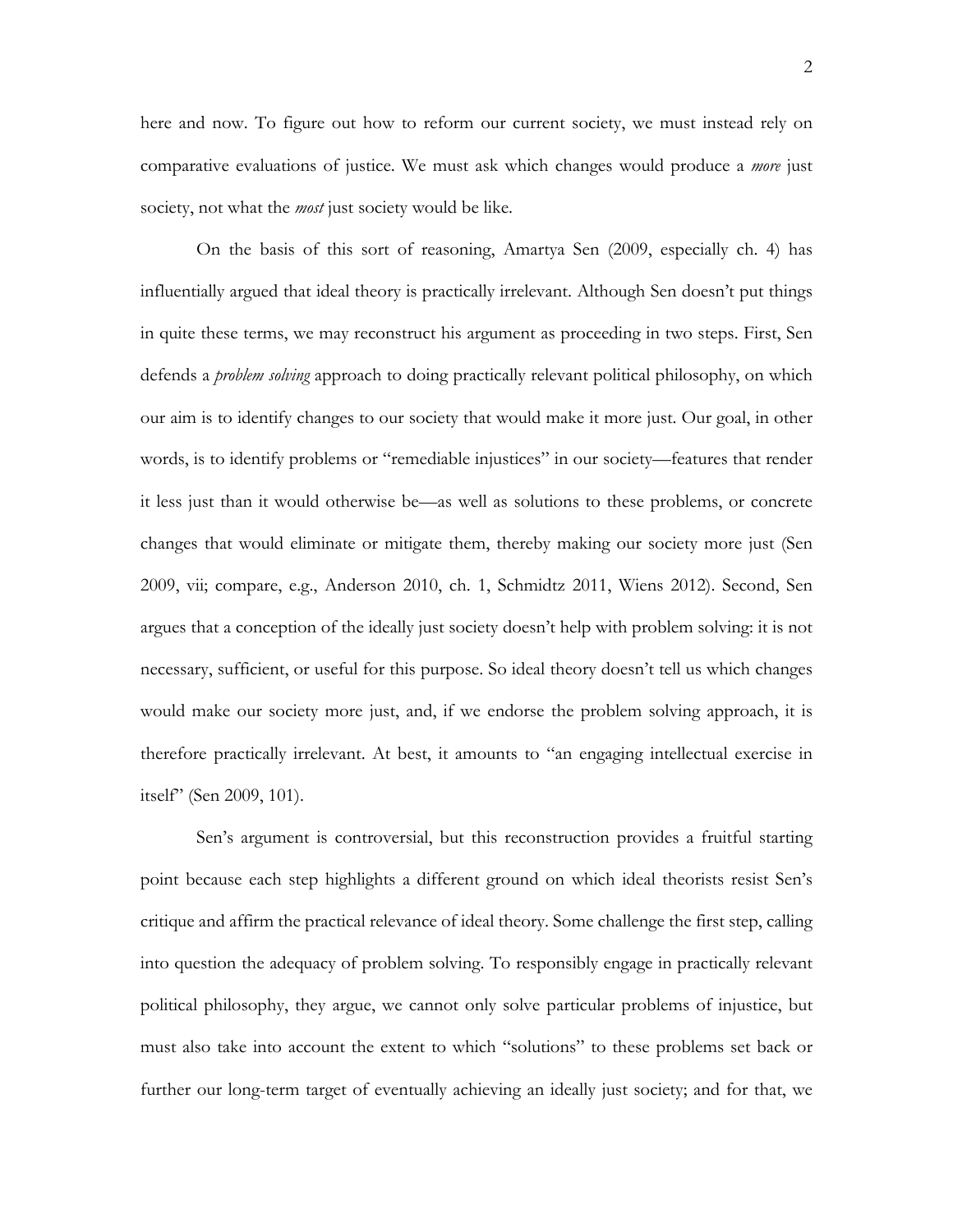here and now. To figure out how to reform our current society, we must instead rely on comparative evaluations of justice. We must ask which changes would produce a *more* just society, not what the *most* just society would be like.

On the basis of this sort of reasoning, Amartya Sen (2009, especially ch. 4) has influentially argued that ideal theory is practically irrelevant. Although Sen doesn't put things in quite these terms, we may reconstruct his argument as proceeding in two steps. First, Sen defends a *problem solving* approach to doing practically relevant political philosophy, on which our aim is to identify changes to our society that would make it more just. Our goal, in other words, is to identify problems or "remediable injustices" in our society—features that render it less just than it would otherwise be—as well as solutions to these problems, or concrete changes that would eliminate or mitigate them, thereby making our society more just (Sen 2009, vii; compare, e.g., Anderson 2010, ch. 1, Schmidtz 2011, Wiens 2012). Second, Sen argues that a conception of the ideally just society doesn't help with problem solving: it is not necessary, sufficient, or useful for this purpose. So ideal theory doesn't tell us which changes would make our society more just, and, if we endorse the problem solving approach, it is therefore practically irrelevant. At best, it amounts to "an engaging intellectual exercise in itself" (Sen 2009, 101).

Sen's argument is controversial, but this reconstruction provides a fruitful starting point because each step highlights a different ground on which ideal theorists resist Sen's critique and affirm the practical relevance of ideal theory. Some challenge the first step, calling into question the adequacy of problem solving. To responsibly engage in practically relevant political philosophy, they argue, we cannot only solve particular problems of injustice, but must also take into account the extent to which "solutions" to these problems set back or further our long-term target of eventually achieving an ideally just society; and for that, we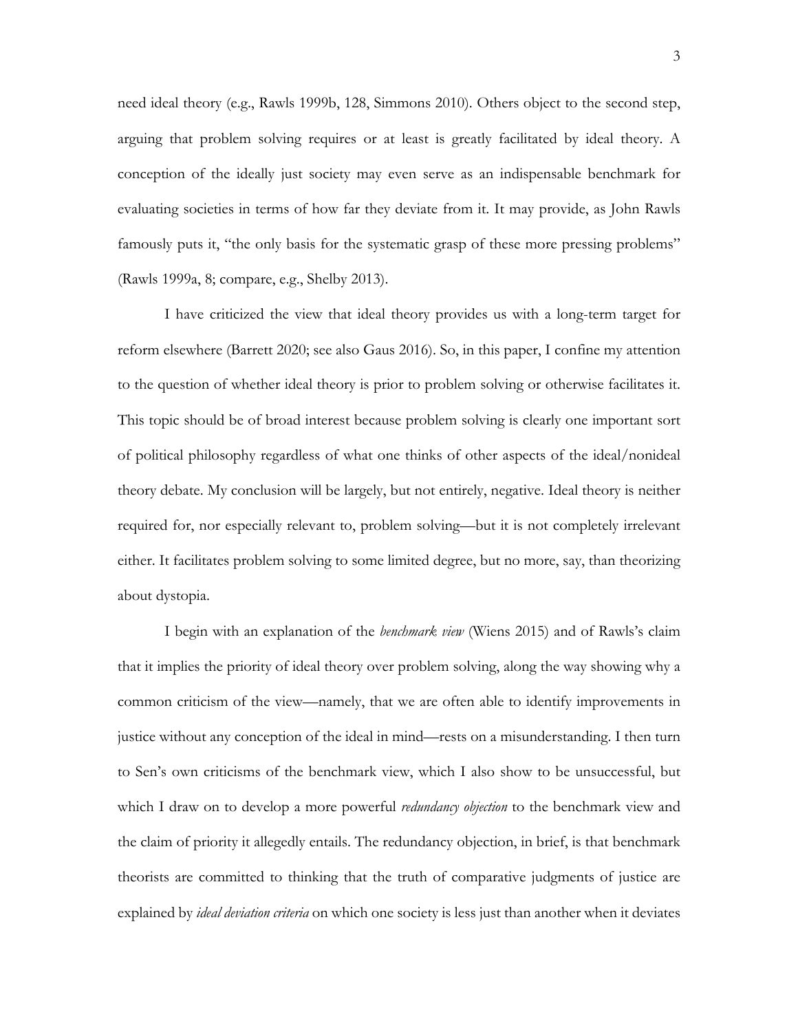need ideal theory (e.g., Rawls 1999b, 128, Simmons 2010). Others object to the second step, arguing that problem solving requires or at least is greatly facilitated by ideal theory. A conception of the ideally just society may even serve as an indispensable benchmark for evaluating societies in terms of how far they deviate from it. It may provide, as John Rawls famously puts it, "the only basis for the systematic grasp of these more pressing problems" (Rawls 1999a, 8; compare, e.g., Shelby 2013).

I have criticized the view that ideal theory provides us with a long-term target for reform elsewhere (Barrett 2020; see also Gaus 2016). So, in this paper, I confine my attention to the question of whether ideal theory is prior to problem solving or otherwise facilitates it. This topic should be of broad interest because problem solving is clearly one important sort of political philosophy regardless of what one thinks of other aspects of the ideal/nonideal theory debate. My conclusion will be largely, but not entirely, negative. Ideal theory is neither required for, nor especially relevant to, problem solving—but it is not completely irrelevant either. It facilitates problem solving to some limited degree, but no more, say, than theorizing about dystopia.

I begin with an explanation of the *benchmark view* (Wiens 2015) and of Rawls's claim that it implies the priority of ideal theory over problem solving, along the way showing why a common criticism of the view—namely, that we are often able to identify improvements in justice without any conception of the ideal in mind—rests on a misunderstanding. I then turn to Sen's own criticisms of the benchmark view, which I also show to be unsuccessful, but which I draw on to develop a more powerful *redundancy objection* to the benchmark view and the claim of priority it allegedly entails. The redundancy objection, in brief, is that benchmark theorists are committed to thinking that the truth of comparative judgments of justice are explained by *ideal deviation criteria* on which one society is less just than another when it deviates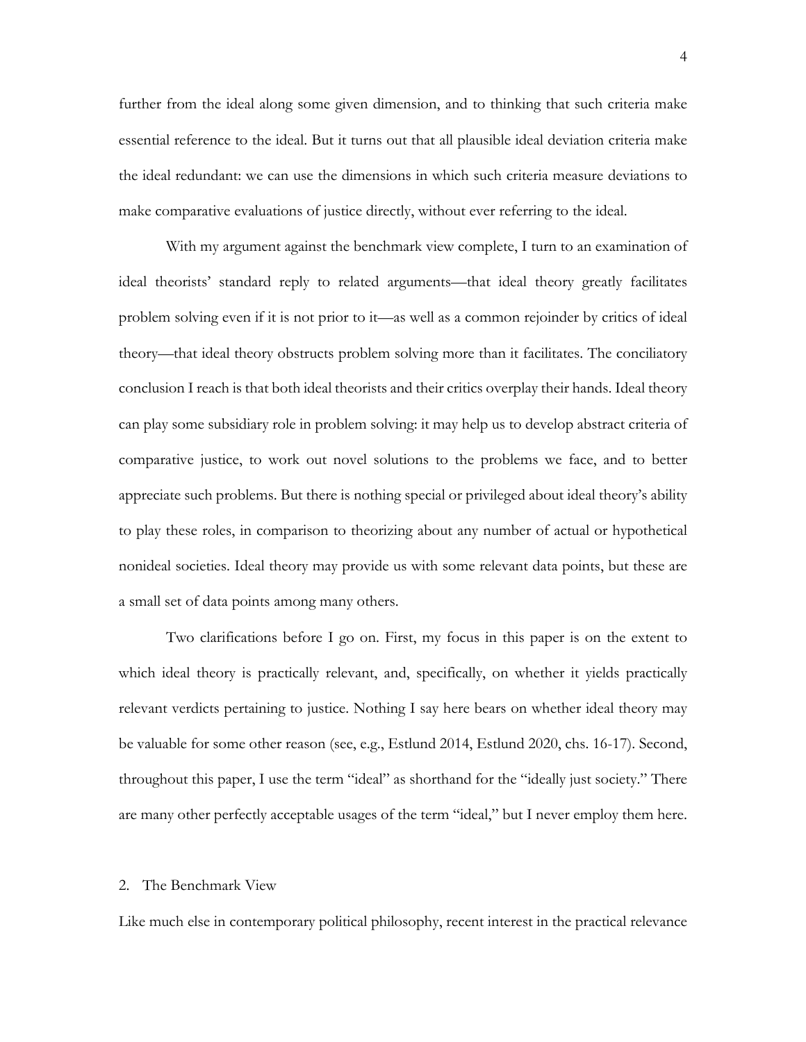further from the ideal along some given dimension, and to thinking that such criteria make essential reference to the ideal. But it turns out that all plausible ideal deviation criteria make the ideal redundant: we can use the dimensions in which such criteria measure deviations to make comparative evaluations of justice directly, without ever referring to the ideal.

With my argument against the benchmark view complete, I turn to an examination of ideal theorists' standard reply to related arguments—that ideal theory greatly facilitates problem solving even if it is not prior to it—as well as a common rejoinder by critics of ideal theory—that ideal theory obstructs problem solving more than it facilitates. The conciliatory conclusion I reach is that both ideal theorists and their critics overplay their hands. Ideal theory can play some subsidiary role in problem solving: it may help us to develop abstract criteria of comparative justice, to work out novel solutions to the problems we face, and to better appreciate such problems. But there is nothing special or privileged about ideal theory's ability to play these roles, in comparison to theorizing about any number of actual or hypothetical nonideal societies. Ideal theory may provide us with some relevant data points, but these are a small set of data points among many others.

Two clarifications before I go on. First, my focus in this paper is on the extent to which ideal theory is practically relevant, and, specifically, on whether it yields practically relevant verdicts pertaining to justice. Nothing I say here bears on whether ideal theory may be valuable for some other reason (see, e.g., Estlund 2014, Estlund 2020, chs. 16-17). Second, throughout this paper, I use the term "ideal" as shorthand for the "ideally just society." There are many other perfectly acceptable usages of the term "ideal," but I never employ them here.

## 2. The Benchmark View

Like much else in contemporary political philosophy, recent interest in the practical relevance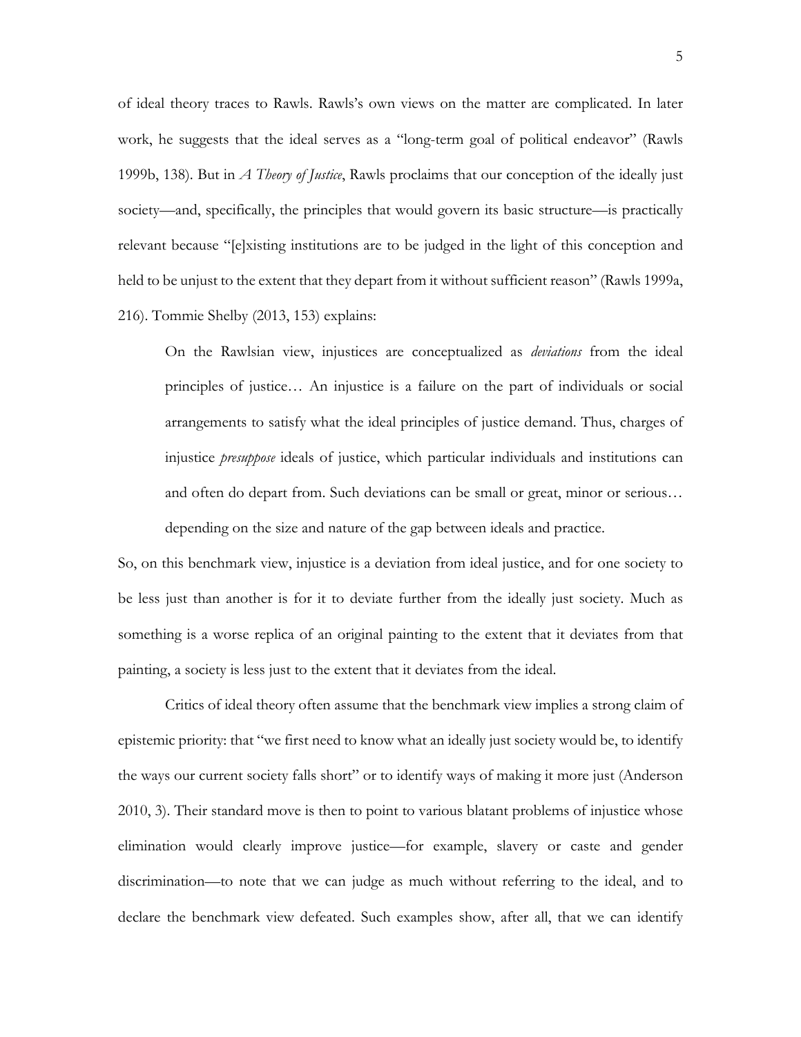of ideal theory traces to Rawls. Rawls's own views on the matter are complicated. In later work, he suggests that the ideal serves as a "long-term goal of political endeavor" (Rawls 1999b, 138). But in *A Theory of Justice*, Rawls proclaims that our conception of the ideally just society—and, specifically, the principles that would govern its basic structure—is practically relevant because "[e]xisting institutions are to be judged in the light of this conception and held to be unjust to the extent that they depart from it without sufficient reason" (Rawls 1999a, 216). Tommie Shelby (2013, 153) explains:

> On the Rawlsian view, injustices are conceptualized as *deviations* from the ideal principles of justice… An injustice is a failure on the part of individuals or social arrangements to satisfy what the ideal principles of justice demand. Thus, charges of injustice *presuppose* ideals of justice, which particular individuals and institutions can and often do depart from. Such deviations can be small or great, minor or serious… depending on the size and nature of the gap between ideals and practice.

So, on this benchmark view, injustice is a deviation from ideal justice, and for one society to be less just than another is for it to deviate further from the ideally just society. Much as something is a worse replica of an original painting to the extent that it deviates from that painting, a society is less just to the extent that it deviates from the ideal.

Critics of ideal theory often assume that the benchmark view implies a strong claim of epistemic priority: that "we first need to know what an ideally just society would be, to identify the ways our current society falls short" or to identify ways of making it more just (Anderson 2010, 3). Their standard move is then to point to various blatant problems of injustice whose elimination would clearly improve justice—for example, slavery or caste and gender discrimination—to note that we can judge as much without referring to the ideal, and to declare the benchmark view defeated. Such examples show, after all, that we can identify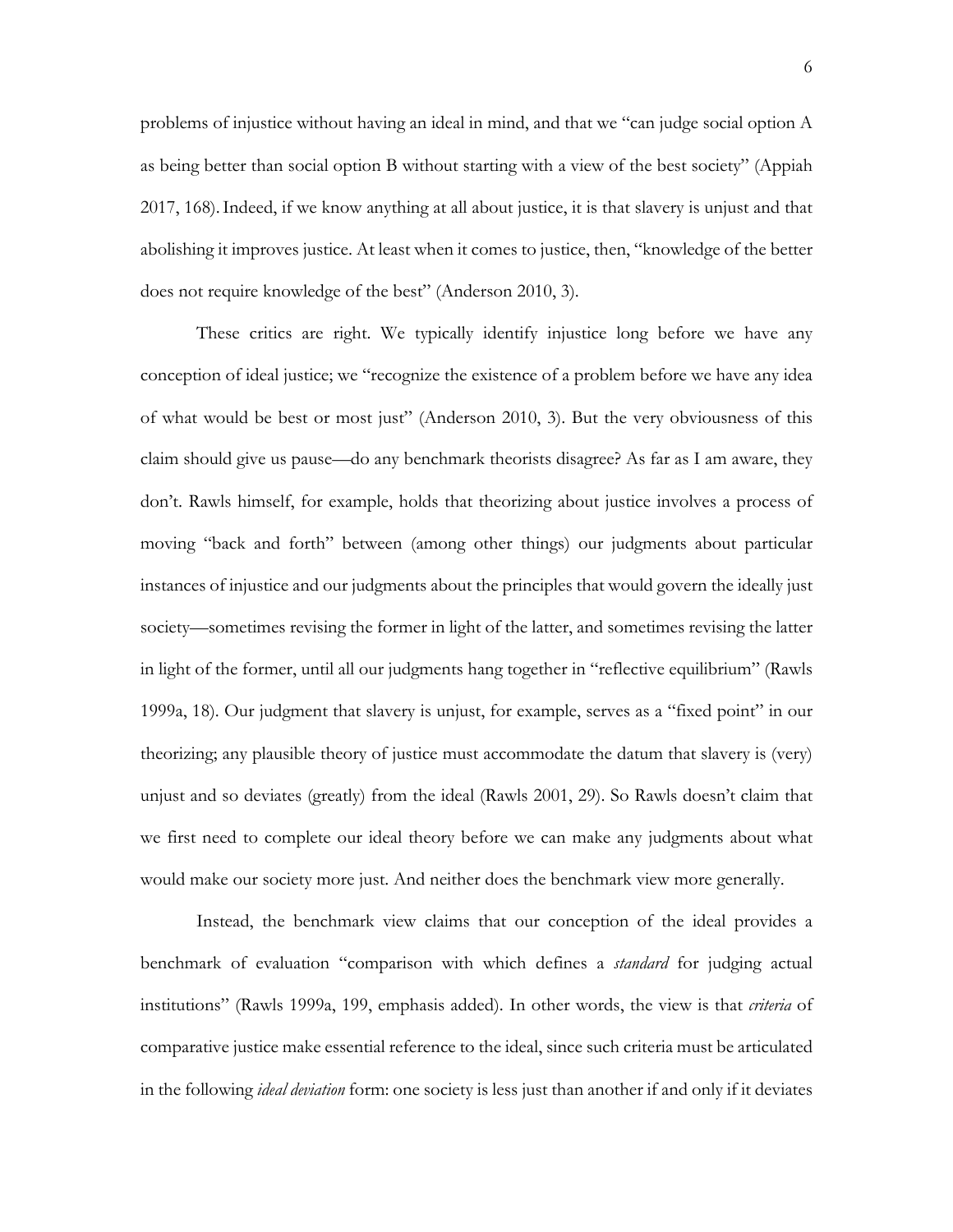problems of injustice without having an ideal in mind, and that we "can judge social option A as being better than social option B without starting with a view of the best society" (Appiah 2017, 168). Indeed, if we know anything at all about justice, it is that slavery is unjust and that abolishing it improves justice. At least when it comes to justice, then, "knowledge of the better does not require knowledge of the best" (Anderson 2010, 3).

These critics are right. We typically identify injustice long before we have any conception of ideal justice; we "recognize the existence of a problem before we have any idea of what would be best or most just" (Anderson 2010, 3). But the very obviousness of this claim should give us pause—do any benchmark theorists disagree? As far as I am aware, they don't. Rawls himself, for example, holds that theorizing about justice involves a process of moving "back and forth" between (among other things) our judgments about particular instances of injustice and our judgments about the principles that would govern the ideally just society—sometimes revising the former in light of the latter, and sometimes revising the latter in light of the former, until all our judgments hang together in "reflective equilibrium" (Rawls 1999a, 18). Our judgment that slavery is unjust, for example, serves as a "fixed point" in our theorizing; any plausible theory of justice must accommodate the datum that slavery is (very) unjust and so deviates (greatly) from the ideal (Rawls 2001, 29). So Rawls doesn't claim that we first need to complete our ideal theory before we can make any judgments about what would make our society more just. And neither does the benchmark view more generally.

Instead, the benchmark view claims that our conception of the ideal provides a benchmark of evaluation "comparison with which defines a *standard* for judging actual institutions" (Rawls 1999a, 199, emphasis added). In other words, the view is that *criteria* of comparative justice make essential reference to the ideal, since such criteria must be articulated in the following *ideal deviation* form: one society is less just than another if and only if it deviates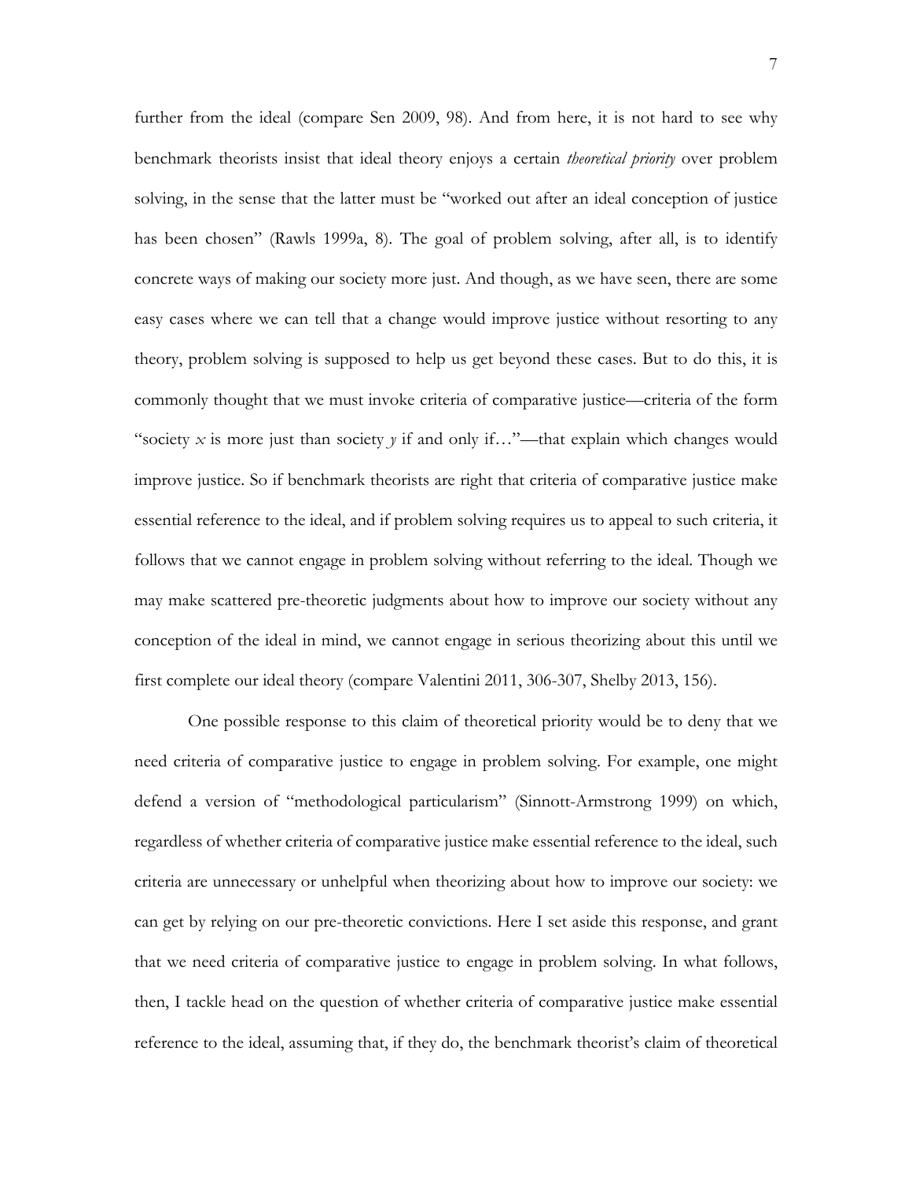further from the ideal (compare Sen 2009, 98). And from here, it is not hard to see why benchmark theorists insist that ideal theory enjoys a certain *theoretical priority* over problem solving, in the sense that the latter must be "worked out after an ideal conception of justice has been chosen" (Rawls 1999a, 8). The goal of problem solving, after all, is to identify concrete ways of making our society more just. And though, as we have seen, there are some easy cases where we can tell that a change would improve justice without resorting to any theory, problem solving is supposed to help us get beyond these cases. But to do this, it is commonly thought that we must invoke criteria of comparative justice—criteria of the form "society *x* is more just than society *y* if and only if…"—that explain which changes would improve justice. So if benchmark theorists are right that criteria of comparative justice make essential reference to the ideal, and if problem solving requires us to appeal to such criteria, it follows that we cannot engage in problem solving without referring to the ideal. Though we may make scattered pre-theoretic judgments about how to improve our society without any conception of the ideal in mind, we cannot engage in serious theorizing about this until we first complete our ideal theory (compare Valentini 2011, 306-307, Shelby 2013, 156).

One possible response to this claim of theoretical priority would be to deny that we need criteria of comparative justice to engage in problem solving. For example, one might defend a version of "methodological particularism" (Sinnott-Armstrong 1999) on which, regardless of whether criteria of comparative justice make essential reference to the ideal, such criteria are unnecessary or unhelpful when theorizing about how to improve our society: we can get by relying on our pre-theoretic convictions. Here I set aside this response, and grant that we need criteria of comparative justice to engage in problem solving. In what follows, then, I tackle head on the question of whether criteria of comparative justice make essential reference to the ideal, assuming that, if they do, the benchmark theorist's claim of theoretical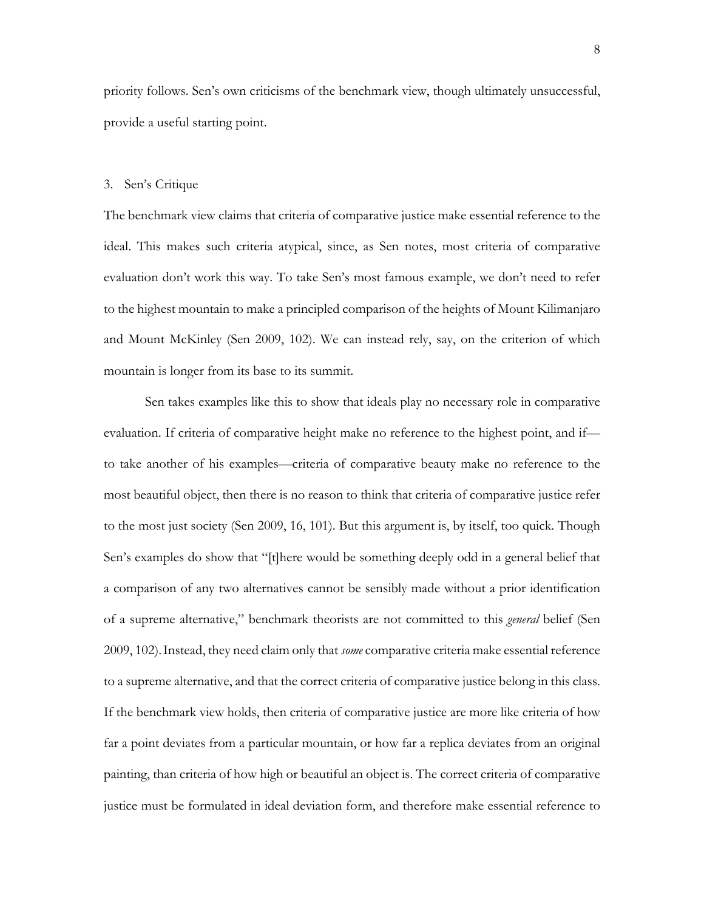priority follows. Sen's own criticisms of the benchmark view, though ultimately unsuccessful, provide a useful starting point.

## 3. Sen's Critique

The benchmark view claims that criteria of comparative justice make essential reference to the ideal. This makes such criteria atypical, since, as Sen notes, most criteria of comparative evaluation don't work this way. To take Sen's most famous example, we don't need to refer to the highest mountain to make a principled comparison of the heights of Mount Kilimanjaro and Mount McKinley (Sen 2009, 102). We can instead rely, say, on the criterion of which mountain is longer from its base to its summit.

Sen takes examples like this to show that ideals play no necessary role in comparative evaluation. If criteria of comparative height make no reference to the highest point, and if—to take another of his examples—criteria of comparative beauty make no reference to the most beautiful object, then there is no reason to think that criteria of comparative justice refer to the most just society (Sen 2009, 16, 101). But this argument is, by itself, too quick. Though Sen's examples do show that "[t]here would be something deeply odd in a general belief that a comparison of any two alternatives cannot be sensibly made without a prior identification of a supreme alternative," benchmark theorists are not committed to this *general* belief (Sen 2009, 102). Instead, they need claim only that *some* comparative criteria make essential reference to a supreme alternative, and that the correct criteria of comparative justice belong in this class. If the benchmark view holds, then criteria of comparative justice are more like criteria of how far a point deviates from a particular mountain, or how far a replica deviates from an original painting, than criteria of how high or beautiful an object is. The correct criteria of comparative justice must be formulated in ideal deviation form, and therefore make essential reference to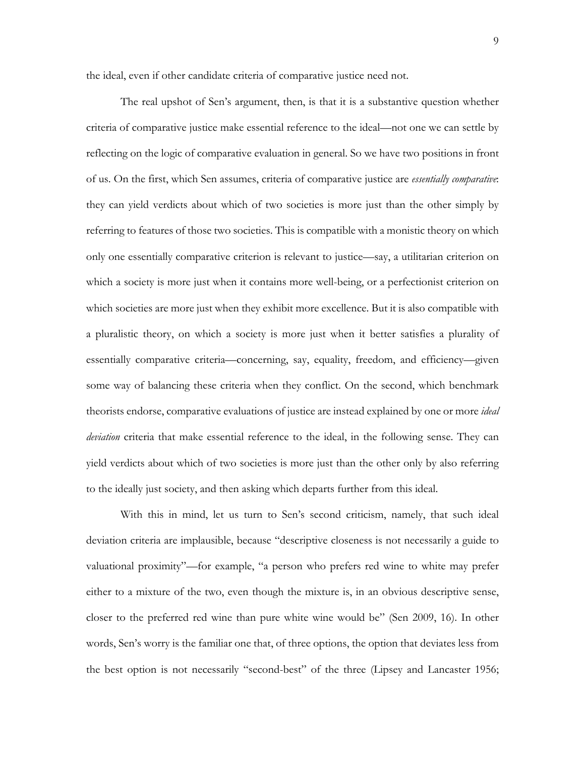the ideal, even if other candidate criteria of comparative justice need not.

The real upshot of Sen's argument, then, is that it is a substantive question whether criteria of comparative justice make essential reference to the ideal—not one we can settle by reflecting on the logic of comparative evaluation in general. So we have two positions in front of us. On the first, which Sen assumes, criteria of comparative justice are *essentially comparative*: they can yield verdicts about which of two societies is more just than the other simply by referring to features of those two societies. This is compatible with a monistic theory on which only one essentially comparative criterion is relevant to justice—say, a utilitarian criterion on which a society is more just when it contains more well-being, or a perfectionist criterion on which societies are more just when they exhibit more excellence. But it is also compatible with a pluralistic theory, on which a society is more just when it better satisfies a plurality of essentially comparative criteria—concerning, say, equality, freedom, and efficiency—given some way of balancing these criteria when they conflict. On the second, which benchmark theorists endorse, comparative evaluations of justice are instead explained by one or more *ideal deviation* criteria that make essential reference to the ideal, in the following sense. They can yield verdicts about which of two societies is more just than the other only by also referring to the ideally just society, and then asking which departs further from this ideal.

With this in mind, let us turn to Sen's second criticism, namely, that such ideal deviation criteria are implausible, because "descriptive closeness is not necessarily a guide to valuational proximity"—for example, "a person who prefers red wine to white may prefer either to a mixture of the two, even though the mixture is, in an obvious descriptive sense, closer to the preferred red wine than pure white wine would be" (Sen 2009, 16). In other words, Sen's worry is the familiar one that, of three options, the option that deviates less from the best option is not necessarily "second-best" of the three (Lipsey and Lancaster 1956;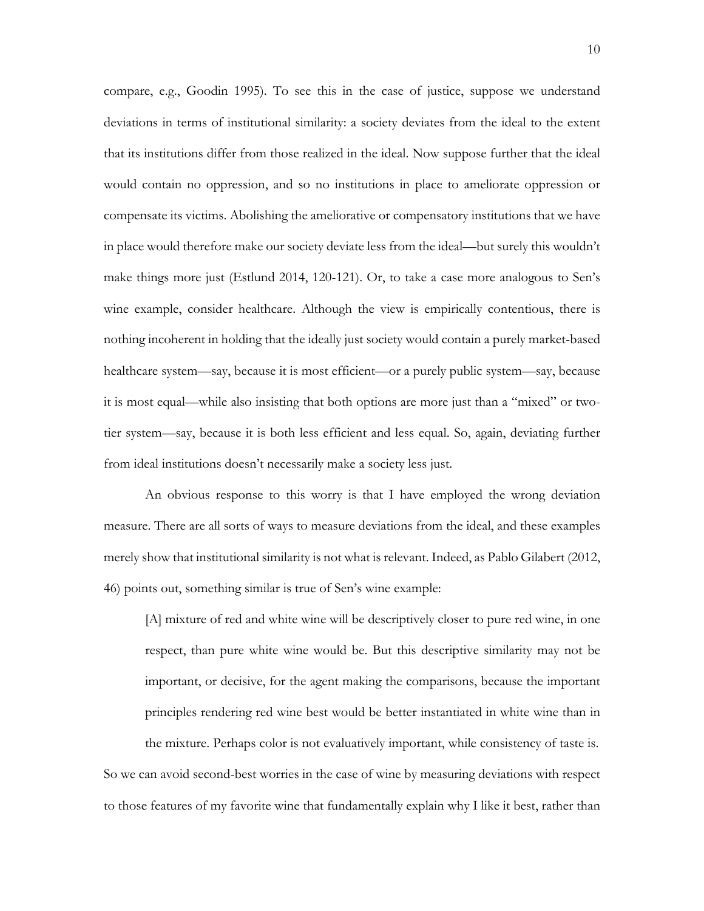compare, e.g., Goodin 1995). To see this in the case of justice, suppose we understand deviations in terms of institutional similarity: a society deviates from the ideal to the extent that its institutions differ from those realized in the ideal. Now suppose further that the ideal would contain no oppression, and so no institutions in place to ameliorate oppression or compensate its victims. Abolishing the ameliorative or compensatory institutions that we have in place would therefore make our society deviate less from the ideal—but surely this wouldn't make things more just (Estlund 2014, 120-121). Or, to take a case more analogous to Sen's wine example, consider healthcare. Although the view is empirically contentious, there is nothing incoherent in holding that the ideally just society would contain a purely market-based healthcare system—say, because it is most efficient—or a purely public system—say, because it is most equal—while also insisting that both options are more just than a "mixed" or two-tier system—say, because it is both less efficient and less equal. So, again, deviating further from ideal institutions doesn't necessarily make a society less just.

An obvious response to this worry is that I have employed the wrong deviation measure. There are all sorts of ways to measure deviations from the ideal, and these examples merely show that institutional similarity is not what is relevant. Indeed, as Pablo Gilabert (2012, 46) points out, something similar is true of Sen's wine example:

> [A] mixture of red and white wine will be descriptively closer to pure red wine, in one respect, than pure white wine would be. But this descriptive similarity may not be important, or decisive, for the agent making the comparisons, because the important principles rendering red wine best would be better instantiated in white wine than in the mixture. Perhaps color is not evaluatively important, while consistency of taste is.

So we can avoid second-best worries in the case of wine by measuring deviations with respect to those features of my favorite wine that fundamentally explain why I like it best, rather than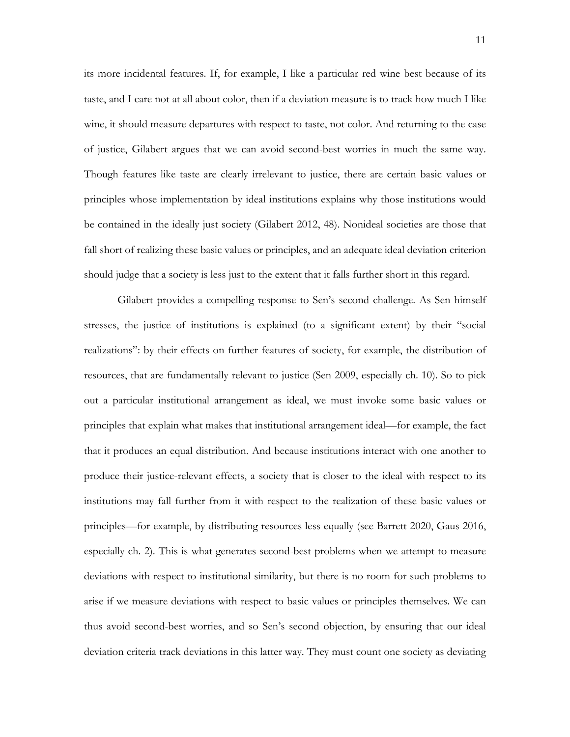its more incidental features. If, for example, I like a particular red wine best because of its taste, and I care not at all about color, then if a deviation measure is to track how much I like wine, it should measure departures with respect to taste, not color. And returning to the case of justice, Gilabert argues that we can avoid second-best worries in much the same way. Though features like taste are clearly irrelevant to justice, there are certain basic values or principles whose implementation by ideal institutions explains why those institutions would be contained in the ideally just society (Gilabert 2012, 48). Nonideal societies are those that fall short of realizing these basic values or principles, and an adequate ideal deviation criterion should judge that a society is less just to the extent that it falls further short in this regard.

Gilabert provides a compelling response to Sen's second challenge. As Sen himself stresses, the justice of institutions is explained (to a significant extent) by their "social realizations": by their effects on further features of society, for example, the distribution of resources, that are fundamentally relevant to justice (Sen 2009, especially ch. 10). So to pick out a particular institutional arrangement as ideal, we must invoke some basic values or principles that explain what makes that institutional arrangement ideal—for example, the fact that it produces an equal distribution. And because institutions interact with one another to produce their justice-relevant effects, a society that is closer to the ideal with respect to its institutions may fall further from it with respect to the realization of these basic values or principles—for example, by distributing resources less equally (see Barrett 2020, Gaus 2016, especially ch. 2). This is what generates second-best problems when we attempt to measure deviations with respect to institutional similarity, but there is no room for such problems to arise if we measure deviations with respect to basic values or principles themselves. We can thus avoid second-best worries, and so Sen's second objection, by ensuring that our ideal deviation criteria track deviations in this latter way. They must count one society as deviating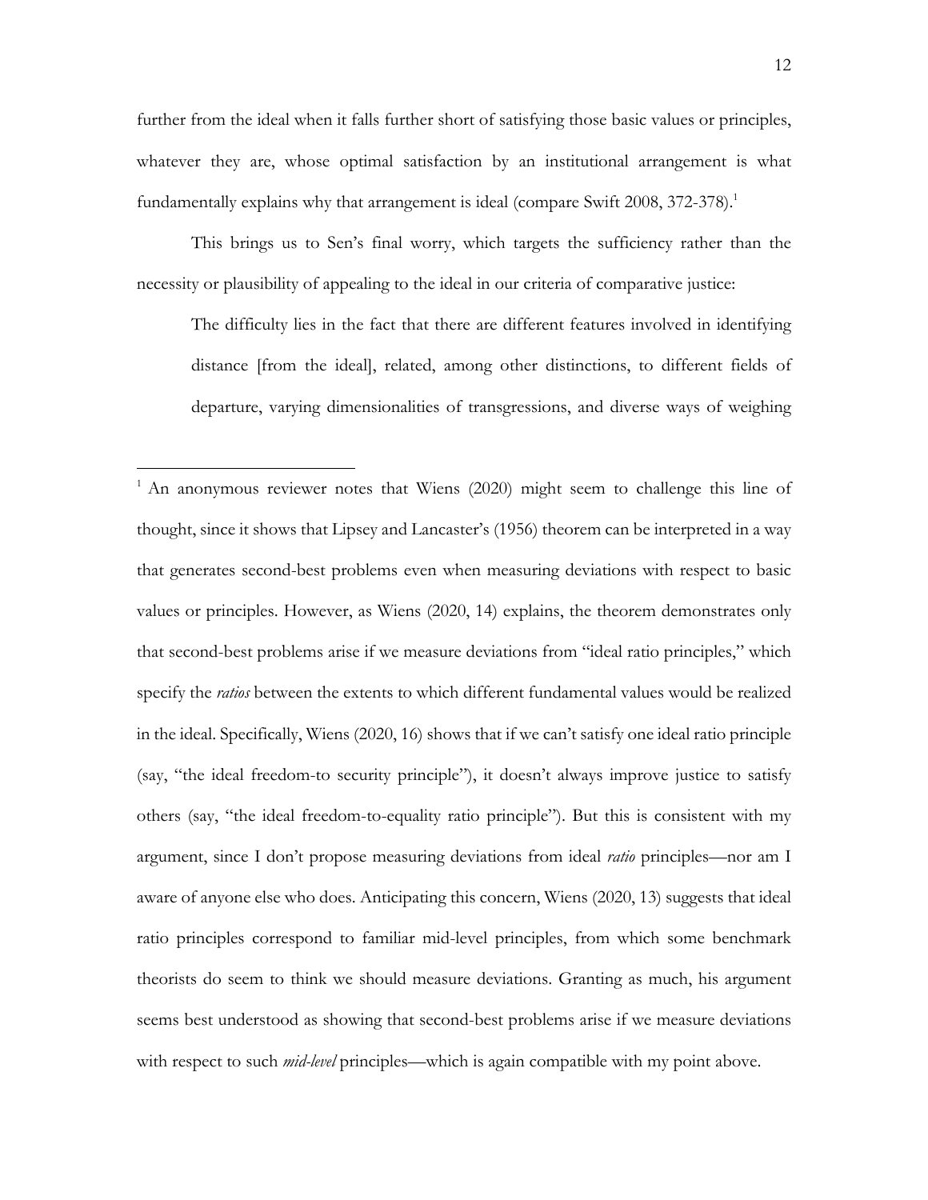further from the ideal when it falls further short of satisfying those basic values or principles, whatever they are, whose optimal satisfaction by an institutional arrangement is what fundamentally explains why that arrangement is ideal (compare Swift 2008, 372-378).[1]

This brings us to Sen's final worry, which targets the sufficiency rather than the necessity or plausibility of appealing to the ideal in our criteria of comparative justice:

> The difficulty lies in the fact that there are different features involved in identifying distance [from the ideal], related, among other distinctions, to different fields of departure, varying dimensionalities of transgressions, and diverse ways of weighing

[1] An anonymous reviewer notes that Wiens (2020) might seem to challenge this line of thought, since it shows that Lipsey and Lancaster's (1956) theorem can be interpreted in a way that generates second-best problems even when measuring deviations with respect to basic values or principles. However, as Wiens (2020, 14) explains, the theorem demonstrates only that second-best problems arise if we measure deviations from "ideal ratio principles," which specify the *ratios* between the extents to which different fundamental values would be realized in the ideal. Specifically, Wiens (2020, 16) shows that if we can't satisfy one ideal ratio principle (say, "the ideal freedom-to security principle"), it doesn't always improve justice to satisfy others (say, "the ideal freedom-to-equality ratio principle"). But this is consistent with my argument, since I don't propose measuring deviations from ideal *ratio* principles—nor am I aware of anyone else who does. Anticipating this concern, Wiens (2020, 13) suggests that ideal ratio principles correspond to familiar mid-level principles, from which some benchmark theorists do seem to think we should measure deviations. Granting as much, his argument seems best understood as showing that second-best problems arise if we measure deviations with respect to such *mid-level* principles—which is again compatible with my point above.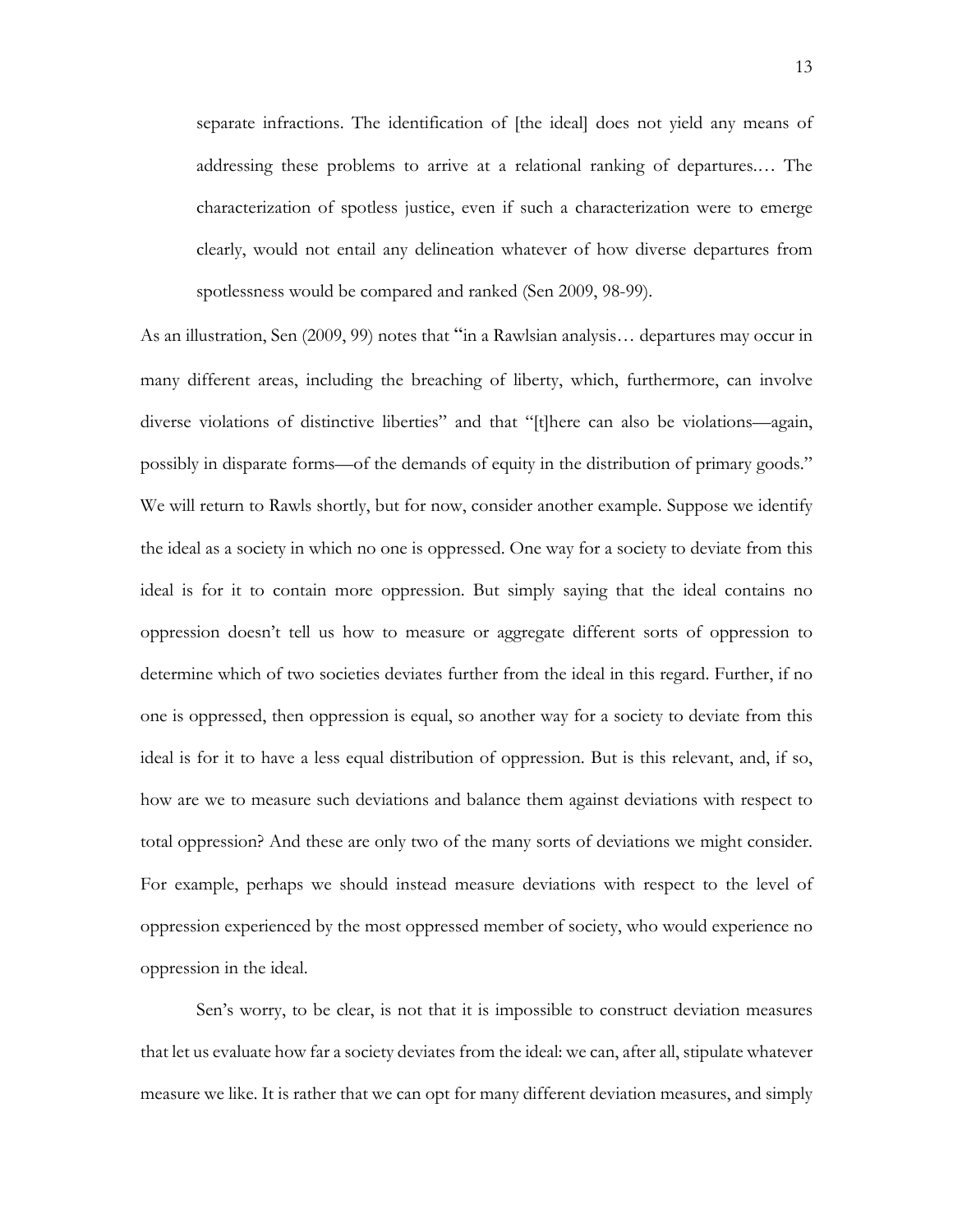> separate infractions. The identification of [the ideal] does not yield any means of addressing these problems to arrive at a relational ranking of departures.… The characterization of spotless justice, even if such a characterization were to emerge clearly, would not entail any delineation whatever of how diverse departures from spotlessness would be compared and ranked (Sen 2009, 98-99).

As an illustration, Sen (2009, 99) notes that "in a Rawlsian analysis… departures may occur in many different areas, including the breaching of liberty, which, furthermore, can involve diverse violations of distinctive liberties" and that "[t]here can also be violations—again, possibly in disparate forms—of the demands of equity in the distribution of primary goods." We will return to Rawls shortly, but for now, consider another example. Suppose we identify the ideal as a society in which no one is oppressed. One way for a society to deviate from this ideal is for it to contain more oppression. But simply saying that the ideal contains no oppression doesn't tell us how to measure or aggregate different sorts of oppression to determine which of two societies deviates further from the ideal in this regard. Further, if no one is oppressed, then oppression is equal, so another way for a society to deviate from this ideal is for it to have a less equal distribution of oppression. But is this relevant, and, if so, how are we to measure such deviations and balance them against deviations with respect to total oppression? And these are only two of the many sorts of deviations we might consider. For example, perhaps we should instead measure deviations with respect to the level of oppression experienced by the most oppressed member of society, who would experience no oppression in the ideal.

Sen's worry, to be clear, is not that it is impossible to construct deviation measures that let us evaluate how far a society deviates from the ideal: we can, after all, stipulate whatever measure we like. It is rather that we can opt for many different deviation measures, and simply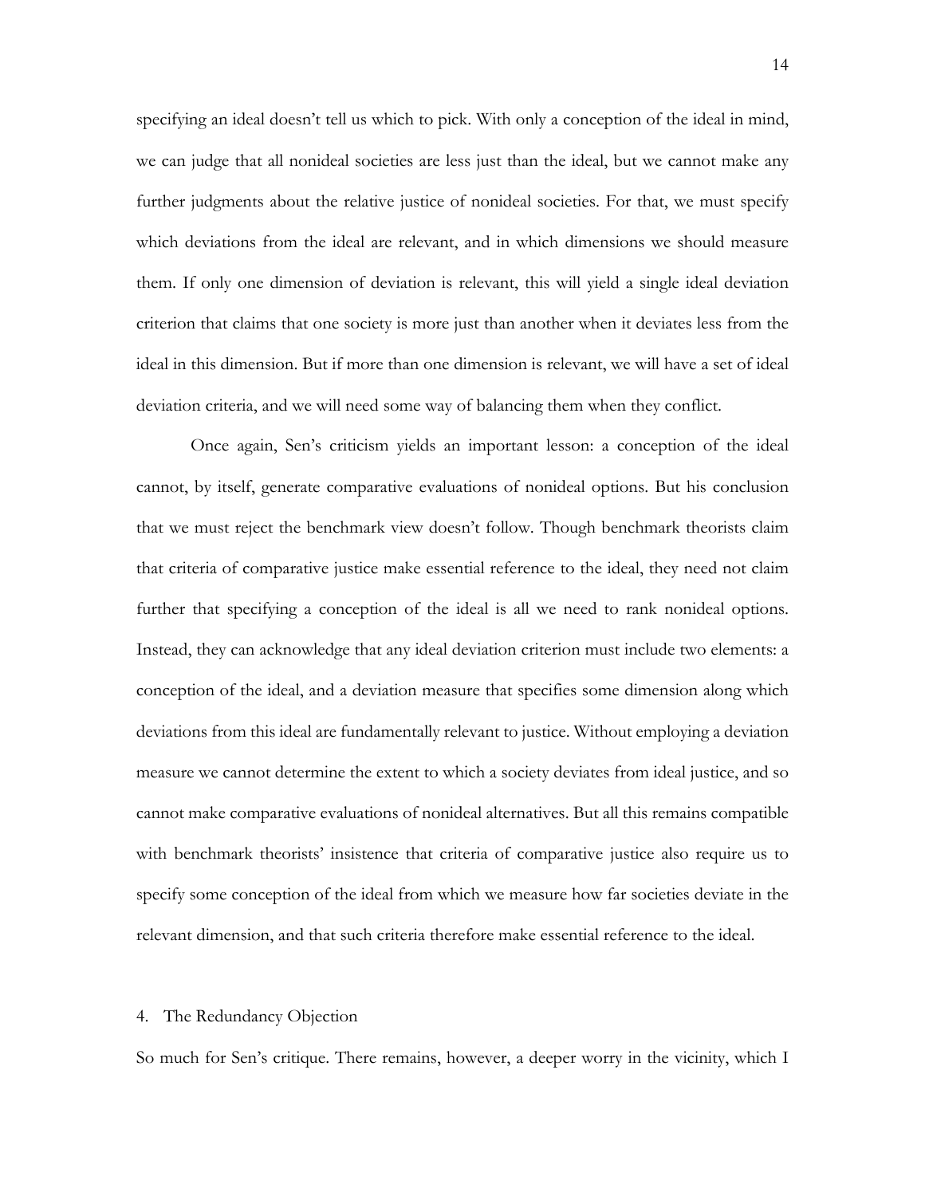specifying an ideal doesn't tell us which to pick. With only a conception of the ideal in mind, we can judge that all nonideal societies are less just than the ideal, but we cannot make any further judgments about the relative justice of nonideal societies. For that, we must specify which deviations from the ideal are relevant, and in which dimensions we should measure them. If only one dimension of deviation is relevant, this will yield a single ideal deviation criterion that claims that one society is more just than another when it deviates less from the ideal in this dimension. But if more than one dimension is relevant, we will have a set of ideal deviation criteria, and we will need some way of balancing them when they conflict.

Once again, Sen's criticism yields an important lesson: a conception of the ideal cannot, by itself, generate comparative evaluations of nonideal options. But his conclusion that we must reject the benchmark view doesn't follow. Though benchmark theorists claim that criteria of comparative justice make essential reference to the ideal, they need not claim further that specifying a conception of the ideal is all we need to rank nonideal options. Instead, they can acknowledge that any ideal deviation criterion must include two elements: a conception of the ideal, and a deviation measure that specifies some dimension along which deviations from this ideal are fundamentally relevant to justice. Without employing a deviation measure we cannot determine the extent to which a society deviates from ideal justice, and so cannot make comparative evaluations of nonideal alternatives. But all this remains compatible with benchmark theorists' insistence that criteria of comparative justice also require us to specify some conception of the ideal from which we measure how far societies deviate in the relevant dimension, and that such criteria therefore make essential reference to the ideal.

## 4. The Redundancy Objection

So much for Sen's critique. There remains, however, a deeper worry in the vicinity, which I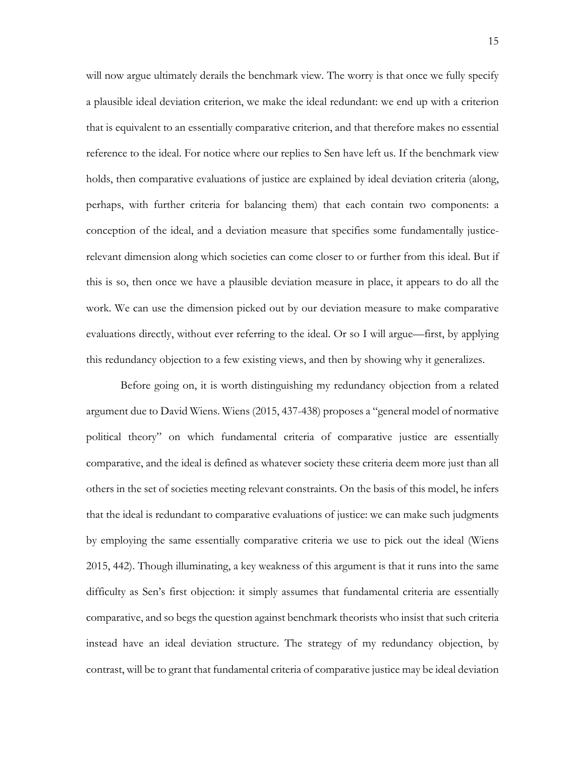will now argue ultimately derails the benchmark view. The worry is that once we fully specify a plausible ideal deviation criterion, we make the ideal redundant: we end up with a criterion that is equivalent to an essentially comparative criterion, and that therefore makes no essential reference to the ideal. For notice where our replies to Sen have left us. If the benchmark view holds, then comparative evaluations of justice are explained by ideal deviation criteria (along, perhaps, with further criteria for balancing them) that each contain two components: a conception of the ideal, and a deviation measure that specifies some fundamentally justice-relevant dimension along which societies can come closer to or further from this ideal. But if this is so, then once we have a plausible deviation measure in place, it appears to do all the work. We can use the dimension picked out by our deviation measure to make comparative evaluations directly, without ever referring to the ideal. Or so I will argue—first, by applying this redundancy objection to a few existing views, and then by showing why it generalizes.

Before going on, it is worth distinguishing my redundancy objection from a related argument due to David Wiens. Wiens (2015, 437-438) proposes a "general model of normative political theory" on which fundamental criteria of comparative justice are essentially comparative, and the ideal is defined as whatever society these criteria deem more just than all others in the set of societies meeting relevant constraints. On the basis of this model, he infers that the ideal is redundant to comparative evaluations of justice: we can make such judgments by employing the same essentially comparative criteria we use to pick out the ideal (Wiens 2015, 442). Though illuminating, a key weakness of this argument is that it runs into the same difficulty as Sen's first objection: it simply assumes that fundamental criteria are essentially comparative, and so begs the question against benchmark theorists who insist that such criteria instead have an ideal deviation structure. The strategy of my redundancy objection, by contrast, will be to grant that fundamental criteria of comparative justice may be ideal deviation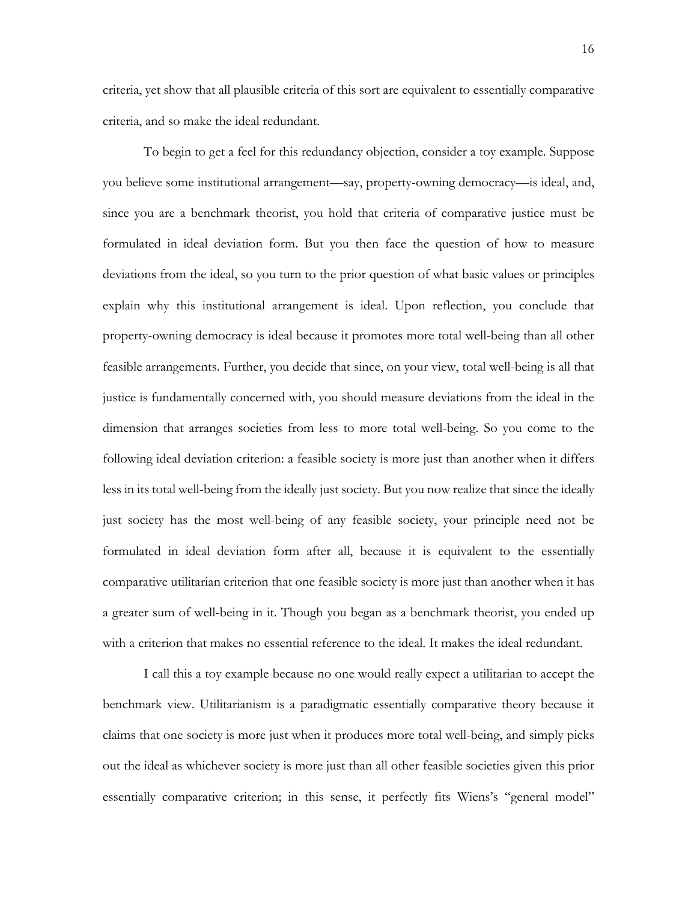criteria, yet show that all plausible criteria of this sort are equivalent to essentially comparative criteria, and so make the ideal redundant.

To begin to get a feel for this redundancy objection, consider a toy example. Suppose you believe some institutional arrangement—say, property-owning democracy—is ideal, and, since you are a benchmark theorist, you hold that criteria of comparative justice must be formulated in ideal deviation form. But you then face the question of how to measure deviations from the ideal, so you turn to the prior question of what basic values or principles explain why this institutional arrangement is ideal. Upon reflection, you conclude that property-owning democracy is ideal because it promotes more total well-being than all other feasible arrangements. Further, you decide that since, on your view, total well-being is all that justice is fundamentally concerned with, you should measure deviations from the ideal in the dimension that arranges societies from less to more total well-being. So you come to the following ideal deviation criterion: a feasible society is more just than another when it differs less in its total well-being from the ideally just society. But you now realize that since the ideally just society has the most well-being of any feasible society, your principle need not be formulated in ideal deviation form after all, because it is equivalent to the essentially comparative utilitarian criterion that one feasible society is more just than another when it has a greater sum of well-being in it. Though you began as a benchmark theorist, you ended up with a criterion that makes no essential reference to the ideal. It makes the ideal redundant.

I call this a toy example because no one would really expect a utilitarian to accept the benchmark view. Utilitarianism is a paradigmatic essentially comparative theory because it claims that one society is more just when it produces more total well-being, and simply picks out the ideal as whichever society is more just than all other feasible societies given this prior essentially comparative criterion; in this sense, it perfectly fits Wiens's "general model"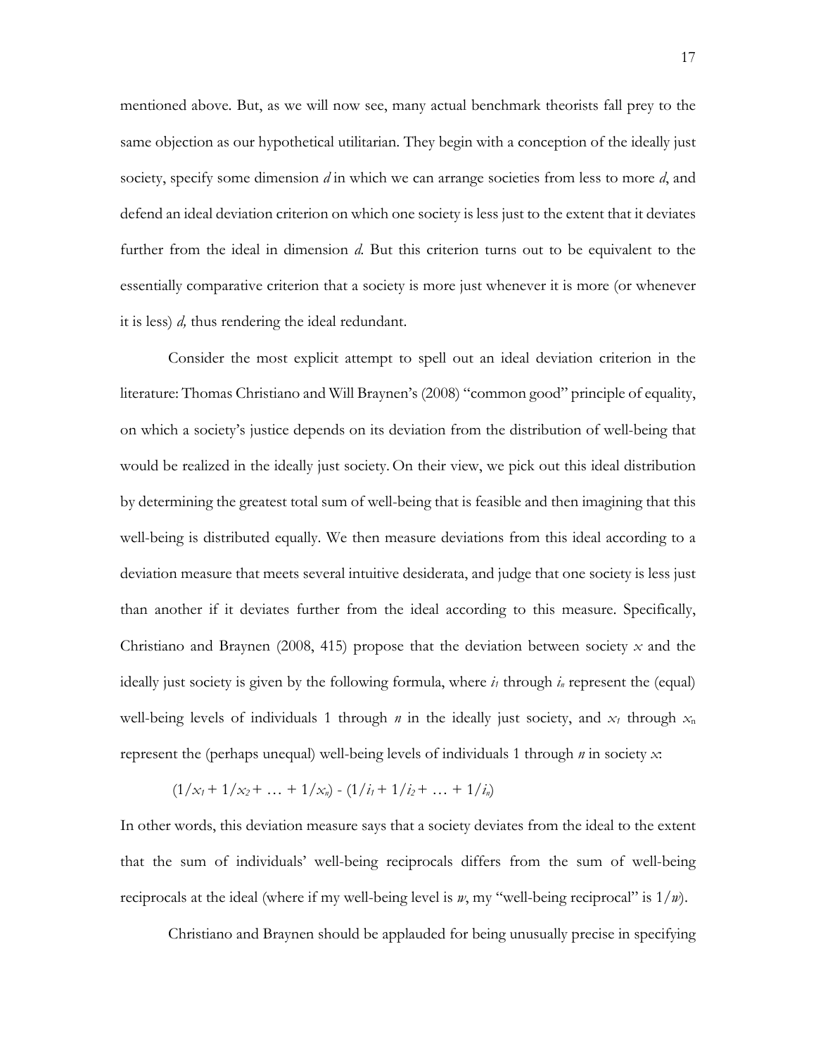mentioned above. But, as we will now see, many actual benchmark theorists fall prey to the same objection as our hypothetical utilitarian. They begin with a conception of the ideally just society, specify some dimension *d* in which we can arrange societies from less to more *d*, and defend an ideal deviation criterion on which one society is less just to the extent that it deviates further from the ideal in dimension *d*. But this criterion turns out to be equivalent to the essentially comparative criterion that a society is more just whenever it is more (or whenever it is less) *d*, thus rendering the ideal redundant.

Consider the most explicit attempt to spell out an ideal deviation criterion in the literature: Thomas Christiano and Will Braynen's (2008) "common good" principle of equality, on which a society's justice depends on its deviation from the distribution of well-being that would be realized in the ideally just society. On their view, we pick out this ideal distribution by determining the greatest total sum of well-being that is feasible and then imagining that this well-being is distributed equally. We then measure deviations from this ideal according to a deviation measure that meets several intuitive desiderata, and judge that one society is less just than another if it deviates further from the ideal according to this measure. Specifically, Christiano and Braynen (2008, 415) propose that the deviation between society $x$ and the ideally just society is given by the following formula, where $i_1$ through $i_n$ represent the (equal) well-being levels of individuals 1 through $n$ in the ideally just society, and $x_1$ through $x_n$ represent the (perhaps unequal) well-being levels of individuals 1 through $n$ in society $x$:

$$(1/x_1 + 1/x_2 + \ldots + 1/x_n) - (1/i_1 + 1/i_2 + \ldots + 1/i_n)$$

In other words, this deviation measure says that a society deviates from the ideal to the extent that the sum of individuals' well-being reciprocals differs from the sum of well-being reciprocals at the ideal (where if my well-being level is $w$, my "well-being reciprocal" is $1/w$).

Christiano and Braynen should be applauded for being unusually precise in specifying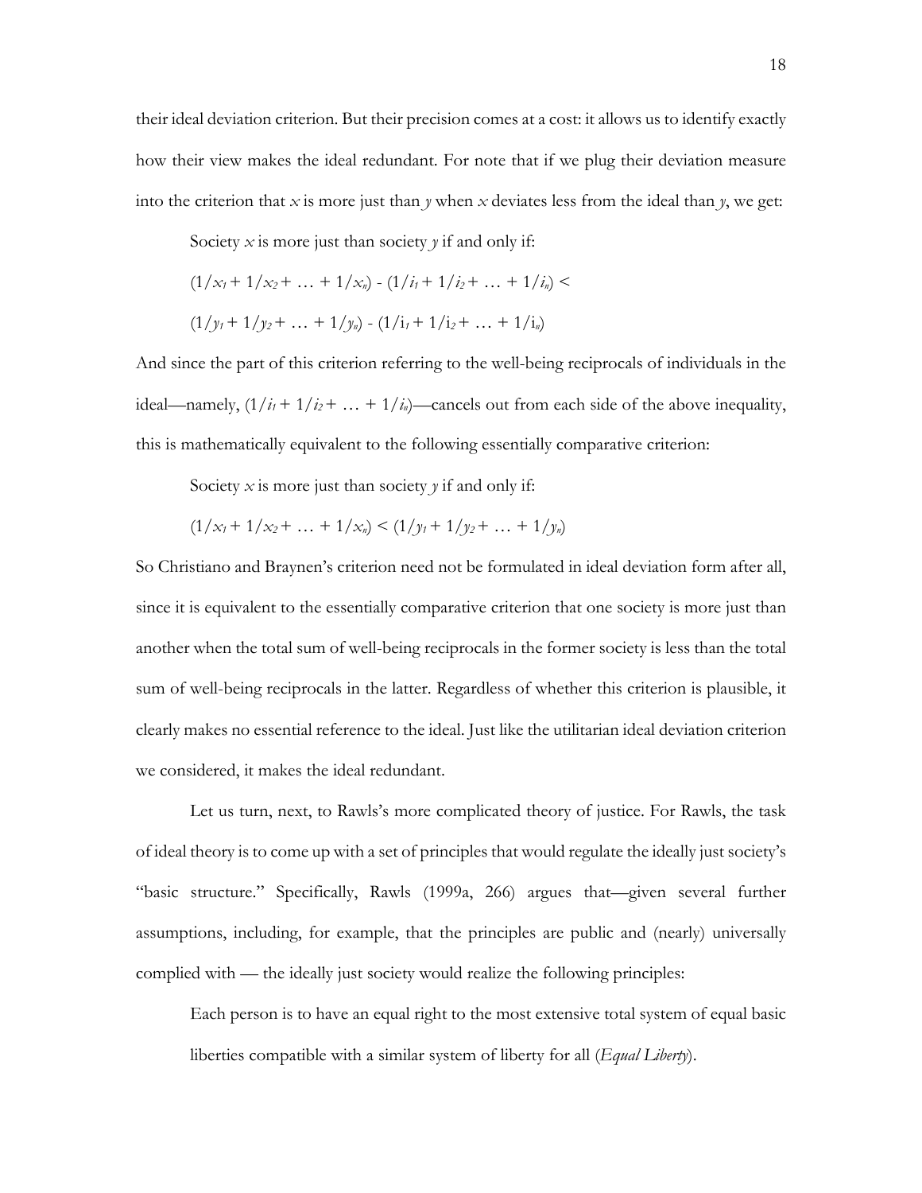their ideal deviation criterion. But their precision comes at a cost: it allows us to identify exactly how their view makes the ideal redundant. For note that if we plug their deviation measure into the criterion that *x* is more just than *y* when *x* deviates less from the ideal than *y*, we get:

Society *x* is more just than society *y* if and only if:

$$(1/x_1 + 1/x_2 + \ldots + 1/x_n) - (1/i_1 + 1/i_2 + \ldots + 1/i_n) <$$

$$(1/y_1 + 1/y_2 + \ldots + 1/y_n) - (1/i_1 + 1/i_2 + \ldots + 1/i_n)$$

And since the part of this criterion referring to the well-being reciprocals of individuals in the ideal—namely, $(1/i_1 + 1/i_2 + \ldots + 1/i_n)$—cancels out from each side of the above inequality, this is mathematically equivalent to the following essentially comparative criterion:

Society *x* is more just than society *y* if and only if:

$$(1/x_1 + 1/x_2 + \ldots + 1/x_n) < (1/y_1 + 1/y_2 + \ldots + 1/y_n)$$

So Christiano and Braynen's criterion need not be formulated in ideal deviation form after all, since it is equivalent to the essentially comparative criterion that one society is more just than another when the total sum of well-being reciprocals in the former society is less than the total sum of well-being reciprocals in the latter. Regardless of whether this criterion is plausible, it clearly makes no essential reference to the ideal. Just like the utilitarian ideal deviation criterion we considered, it makes the ideal redundant.

Let us turn, next, to Rawls's more complicated theory of justice. For Rawls, the task of ideal theory is to come up with a set of principles that would regulate the ideally just society's "basic structure." Specifically, Rawls (1999a, 266) argues that—given several further assumptions, including, for example, that the principles are public and (nearly) universally complied with — the ideally just society would realize the following principles:

Each person is to have an equal right to the most extensive total system of equal basic liberties compatible with a similar system of liberty for all (*Equal Liberty*).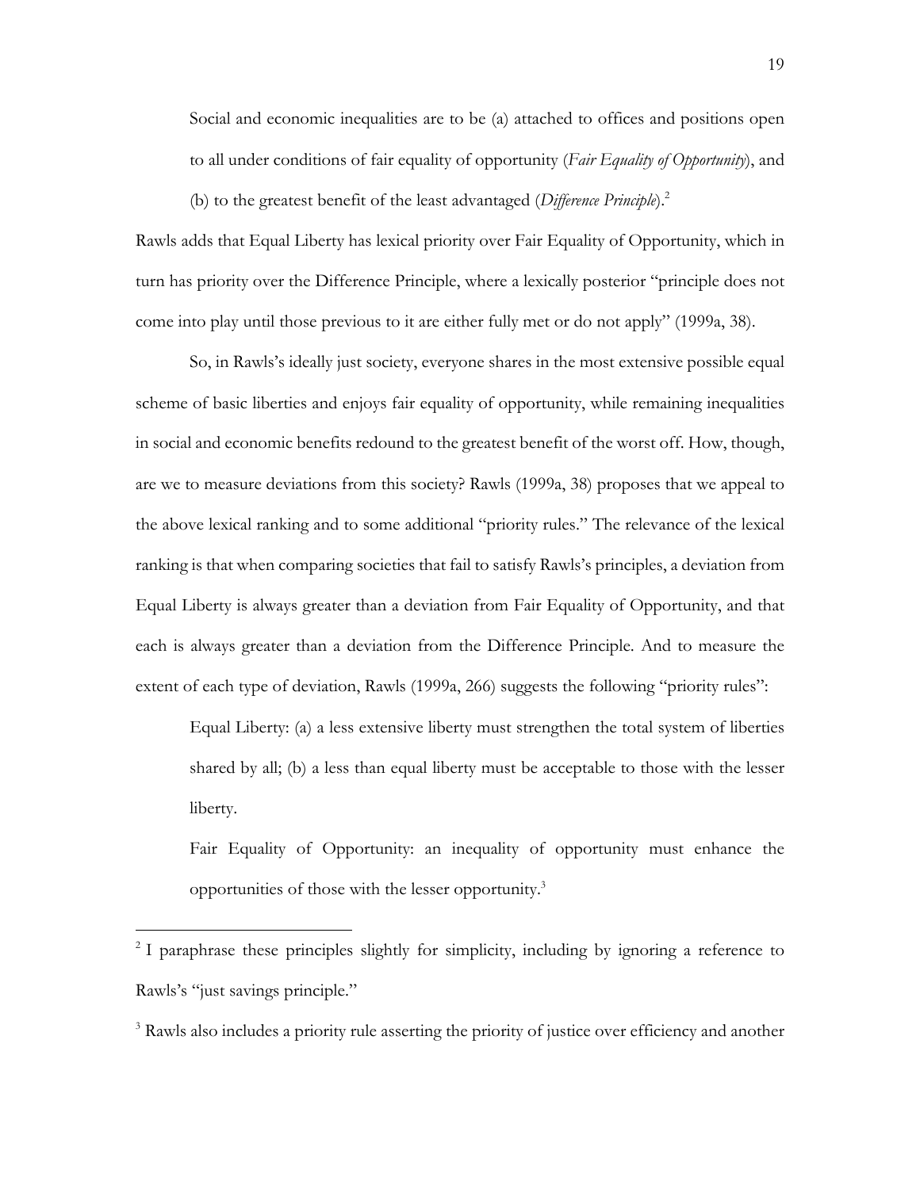> Social and economic inequalities are to be (a) attached to offices and positions open to all under conditions of fair equality of opportunity (*Fair Equality of Opportunity*), and (b) to the greatest benefit of the least advantaged (*Difference Principle*).[2]

Rawls adds that Equal Liberty has lexical priority over Fair Equality of Opportunity, which in turn has priority over the Difference Principle, where a lexically posterior "principle does not come into play until those previous to it are either fully met or do not apply" (1999a, 38).

So, in Rawls's ideally just society, everyone shares in the most extensive possible equal scheme of basic liberties and enjoys fair equality of opportunity, while remaining inequalities in social and economic benefits redound to the greatest benefit of the worst off. How, though, are we to measure deviations from this society? Rawls (1999a, 38) proposes that we appeal to the above lexical ranking and to some additional "priority rules." The relevance of the lexical ranking is that when comparing societies that fail to satisfy Rawls's principles, a deviation from Equal Liberty is always greater than a deviation from Fair Equality of Opportunity, and that each is always greater than a deviation from the Difference Principle. And to measure the extent of each type of deviation, Rawls (1999a, 266) suggests the following "priority rules":

> Equal Liberty: (a) a less extensive liberty must strengthen the total system of liberties shared by all; (b) a less than equal liberty must be acceptable to those with the lesser liberty.
>
> Fair Equality of Opportunity: an inequality of opportunity must enhance the opportunities of those with the lesser opportunity.[3]

---

[2] I paraphrase these principles slightly for simplicity, including by ignoring a reference to Rawls's "just savings principle."

[3] Rawls also includes a priority rule asserting the priority of justice over efficiency and another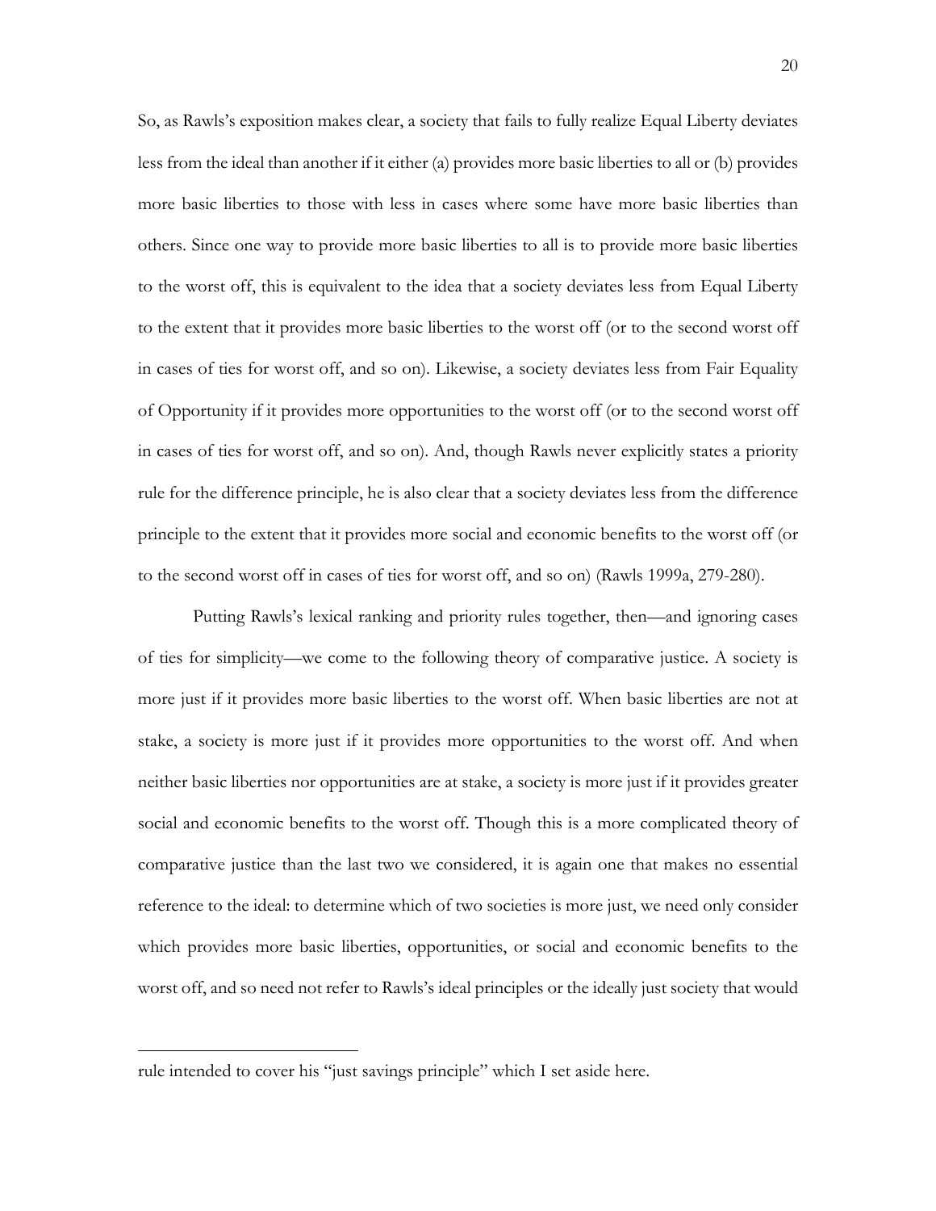So, as Rawls's exposition makes clear, a society that fails to fully realize Equal Liberty deviates less from the ideal than another if it either (a) provides more basic liberties to all or (b) provides more basic liberties to those with less in cases where some have more basic liberties than others. Since one way to provide more basic liberties to all is to provide more basic liberties to the worst off, this is equivalent to the idea that a society deviates less from Equal Liberty to the extent that it provides more basic liberties to the worst off (or to the second worst off in cases of ties for worst off, and so on). Likewise, a society deviates less from Fair Equality of Opportunity if it provides more opportunities to the worst off (or to the second worst off in cases of ties for worst off, and so on). And, though Rawls never explicitly states a priority rule for the difference principle, he is also clear that a society deviates less from the difference principle to the extent that it provides more social and economic benefits to the worst off (or to the second worst off in cases of ties for worst off, and so on) (Rawls 1999a, 279-280).

Putting Rawls's lexical ranking and priority rules together, then—and ignoring cases of ties for simplicity—we come to the following theory of comparative justice. A society is more just if it provides more basic liberties to the worst off. When basic liberties are not at stake, a society is more just if it provides more opportunities to the worst off. And when neither basic liberties nor opportunities are at stake, a society is more just if it provides greater social and economic benefits to the worst off. Though this is a more complicated theory of comparative justice than the last two we considered, it is again one that makes no essential reference to the ideal: to determine which of two societies is more just, we need only consider which provides more basic liberties, opportunities, or social and economic benefits to the worst off, and so need not refer to Rawls's ideal principles or the ideally just society that would

rule intended to cover his "just savings principle" which I set aside here.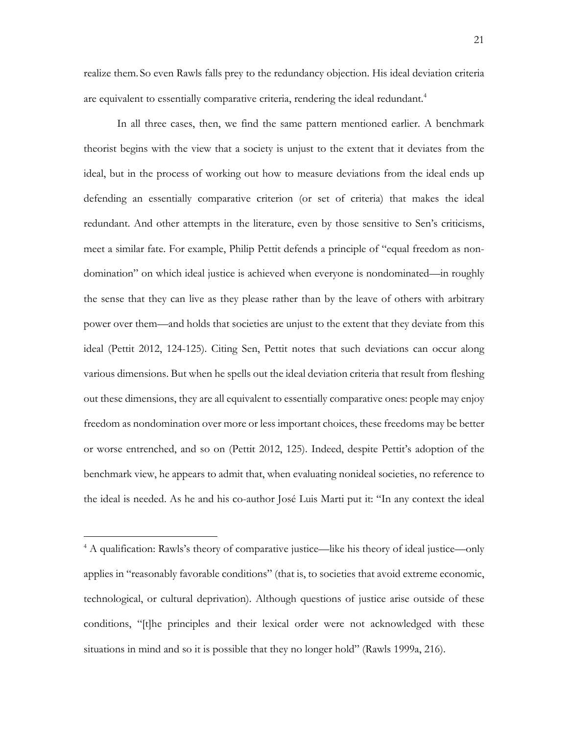realize them. So even Rawls falls prey to the redundancy objection. His ideal deviation criteria are equivalent to essentially comparative criteria, rendering the ideal redundant.[4]

In all three cases, then, we find the same pattern mentioned earlier. A benchmark theorist begins with the view that a society is unjust to the extent that it deviates from the ideal, but in the process of working out how to measure deviations from the ideal ends up defending an essentially comparative criterion (or set of criteria) that makes the ideal redundant. And other attempts in the literature, even by those sensitive to Sen's criticisms, meet a similar fate. For example, Philip Pettit defends a principle of "equal freedom as non-domination" on which ideal justice is achieved when everyone is nondominated—in roughly the sense that they can live as they please rather than by the leave of others with arbitrary power over them—and holds that societies are unjust to the extent that they deviate from this ideal (Pettit 2012, 124-125). Citing Sen, Pettit notes that such deviations can occur along various dimensions. But when he spells out the ideal deviation criteria that result from fleshing out these dimensions, they are all equivalent to essentially comparative ones: people may enjoy freedom as nondomination over more or less important choices, these freedoms may be better or worse entrenched, and so on (Pettit 2012, 125). Indeed, despite Pettit's adoption of the benchmark view, he appears to admit that, when evaluating nonideal societies, no reference to the ideal is needed. As he and his co-author José Luis Marti put it: "In any context the ideal

[4] A qualification: Rawls's theory of comparative justice—like his theory of ideal justice—only applies in "reasonably favorable conditions" (that is, to societies that avoid extreme economic, technological, or cultural deprivation). Although questions of justice arise outside of these conditions, "[t]he principles and their lexical order were not acknowledged with these situations in mind and so it is possible that they no longer hold" (Rawls 1999a, 216).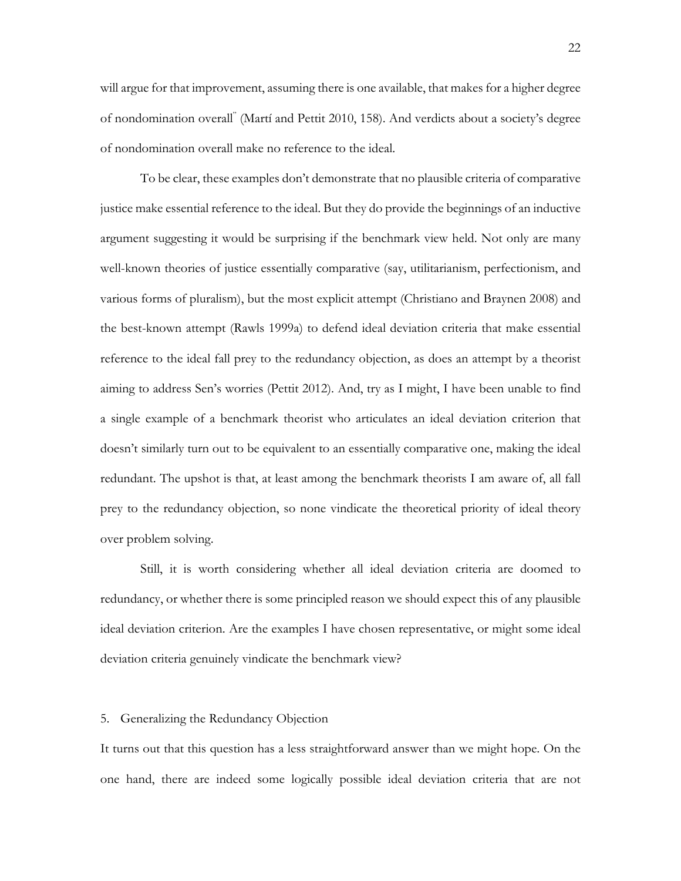will argue for that improvement, assuming there is one available, that makes for a higher degree of nondomination overall" (Martí and Pettit 2010, 158). And verdicts about a society's degree of nondomination overall make no reference to the ideal.

To be clear, these examples don't demonstrate that no plausible criteria of comparative justice make essential reference to the ideal. But they do provide the beginnings of an inductive argument suggesting it would be surprising if the benchmark view held. Not only are many well-known theories of justice essentially comparative (say, utilitarianism, perfectionism, and various forms of pluralism), but the most explicit attempt (Christiano and Braynen 2008) and the best-known attempt (Rawls 1999a) to defend ideal deviation criteria that make essential reference to the ideal fall prey to the redundancy objection, as does an attempt by a theorist aiming to address Sen's worries (Pettit 2012). And, try as I might, I have been unable to find a single example of a benchmark theorist who articulates an ideal deviation criterion that doesn't similarly turn out to be equivalent to an essentially comparative one, making the ideal redundant. The upshot is that, at least among the benchmark theorists I am aware of, all fall prey to the redundancy objection, so none vindicate the theoretical priority of ideal theory over problem solving.

Still, it is worth considering whether all ideal deviation criteria are doomed to redundancy, or whether there is some principled reason we should expect this of any plausible ideal deviation criterion. Are the examples I have chosen representative, or might some ideal deviation criteria genuinely vindicate the benchmark view?

## 5. Generalizing the Redundancy Objection

It turns out that this question has a less straightforward answer than we might hope. On the one hand, there are indeed some logically possible ideal deviation criteria that are not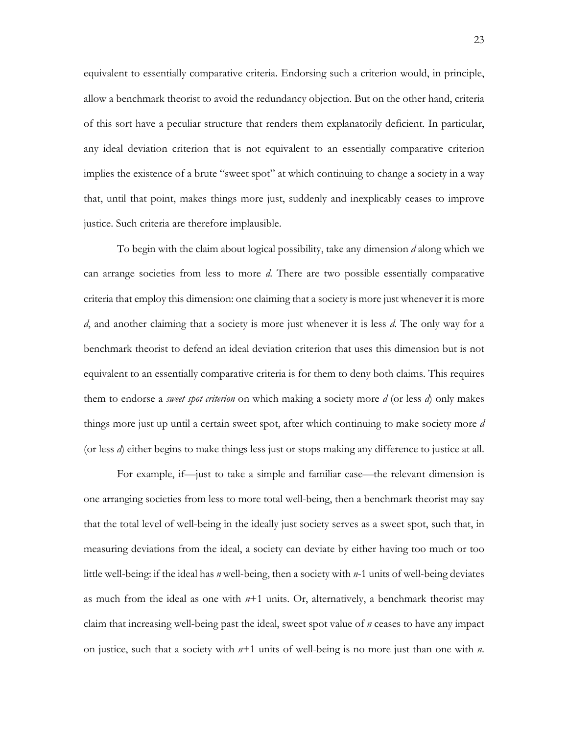equivalent to essentially comparative criteria. Endorsing such a criterion would, in principle, allow a benchmark theorist to avoid the redundancy objection. But on the other hand, criteria of this sort have a peculiar structure that renders them explanatorily deficient. In particular, any ideal deviation criterion that is not equivalent to an essentially comparative criterion implies the existence of a brute "sweet spot" at which continuing to change a society in a way that, until that point, makes things more just, suddenly and inexplicably ceases to improve justice. Such criteria are therefore implausible.

To begin with the claim about logical possibility, take any dimension *d* along which we can arrange societies from less to more *d*. There are two possible essentially comparative criteria that employ this dimension: one claiming that a society is more just whenever it is more *d*, and another claiming that a society is more just whenever it is less *d*. The only way for a benchmark theorist to defend an ideal deviation criterion that uses this dimension but is not equivalent to an essentially comparative criteria is for them to deny both claims. This requires them to endorse a *sweet spot criterion* on which making a society more *d* (or less *d*) only makes things more just up until a certain sweet spot, after which continuing to make society more *d* (or less *d*) either begins to make things less just or stops making any difference to justice at all.

For example, if—just to take a simple and familiar case—the relevant dimension is one arranging societies from less to more total well-being, then a benchmark theorist may say that the total level of well-being in the ideally just society serves as a sweet spot, such that, in measuring deviations from the ideal, a society can deviate by either having too much or too little well-being: if the ideal has *n* well-being, then a society with *n*-1 units of well-being deviates as much from the ideal as one with *n*+1 units. Or, alternatively, a benchmark theorist may claim that increasing well-being past the ideal, sweet spot value of *n* ceases to have any impact on justice, such that a society with *n*+1 units of well-being is no more just than one with *n*.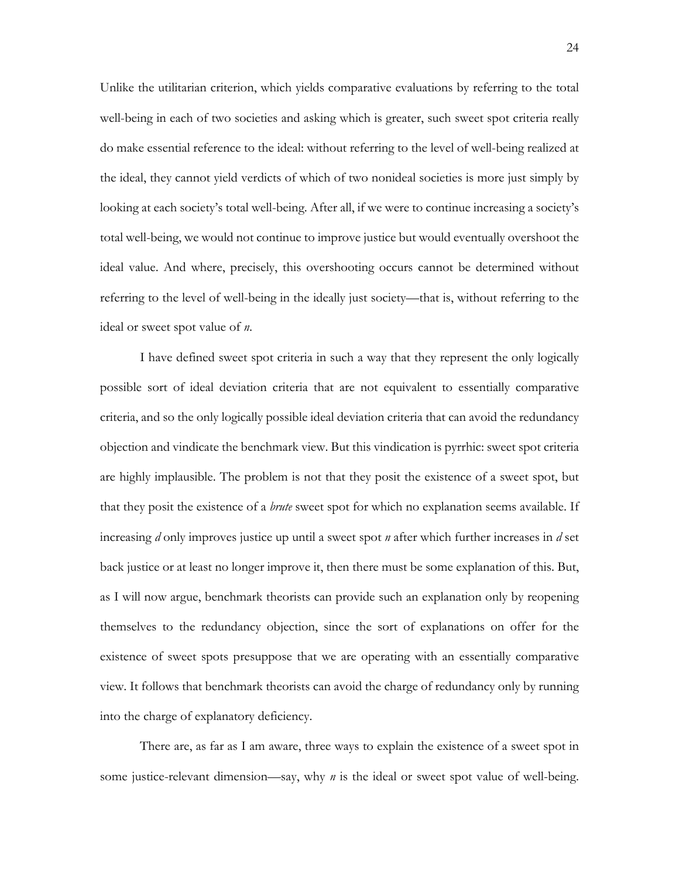Unlike the utilitarian criterion, which yields comparative evaluations by referring to the total well-being in each of two societies and asking which is greater, such sweet spot criteria really do make essential reference to the ideal: without referring to the level of well-being realized at the ideal, they cannot yield verdicts of which of two nonideal societies is more just simply by looking at each society's total well-being. After all, if we were to continue increasing a society's total well-being, we would not continue to improve justice but would eventually overshoot the ideal value. And where, precisely, this overshooting occurs cannot be determined without referring to the level of well-being in the ideally just society—that is, without referring to the ideal or sweet spot value of $n$.

I have defined sweet spot criteria in such a way that they represent the only logically possible sort of ideal deviation criteria that are not equivalent to essentially comparative criteria, and so the only logically possible ideal deviation criteria that can avoid the redundancy objection and vindicate the benchmark view. But this vindication is pyrrhic: sweet spot criteria are highly implausible. The problem is not that they posit the existence of a sweet spot, but that they posit the existence of a *brute* sweet spot for which no explanation seems available. If increasing $d$ only improves justice up until a sweet spot $n$ after which further increases in $d$ set back justice or at least no longer improve it, then there must be some explanation of this. But, as I will now argue, benchmark theorists can provide such an explanation only by reopening themselves to the redundancy objection, since the sort of explanations on offer for the existence of sweet spots presuppose that we are operating with an essentially comparative view. It follows that benchmark theorists can avoid the charge of redundancy only by running into the charge of explanatory deficiency.

There are, as far as I am aware, three ways to explain the existence of a sweet spot in some justice-relevant dimension—say, why $n$ is the ideal or sweet spot value of well-being.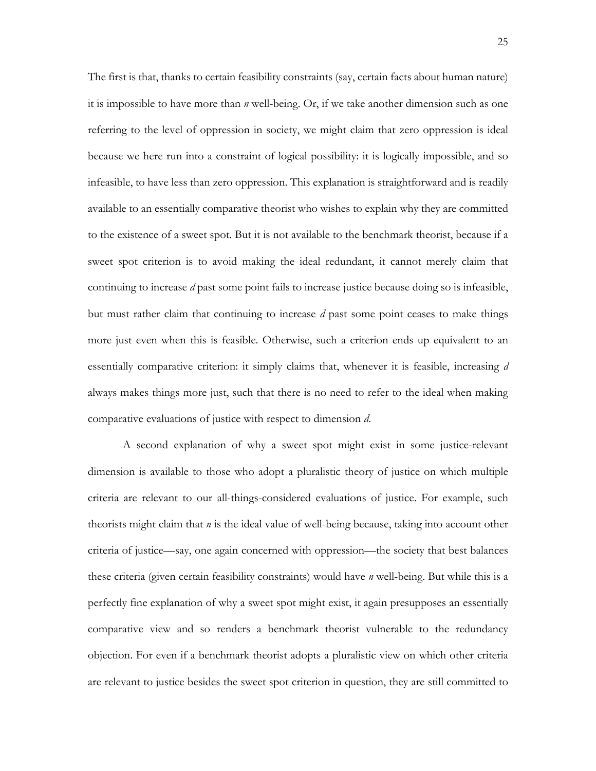The first is that, thanks to certain feasibility constraints (say, certain facts about human nature) it is impossible to have more than *n* well-being. Or, if we take another dimension such as one referring to the level of oppression in society, we might claim that zero oppression is ideal because we here run into a constraint of logical possibility: it is logically impossible, and so infeasible, to have less than zero oppression. This explanation is straightforward and is readily available to an essentially comparative theorist who wishes to explain why they are committed to the existence of a sweet spot. But it is not available to the benchmark theorist, because if a sweet spot criterion is to avoid making the ideal redundant, it cannot merely claim that continuing to increase *d* past some point fails to increase justice because doing so is infeasible, but must rather claim that continuing to increase *d* past some point ceases to make things more just even when this is feasible. Otherwise, such a criterion ends up equivalent to an essentially comparative criterion: it simply claims that, whenever it is feasible, increasing *d* always makes things more just, such that there is no need to refer to the ideal when making comparative evaluations of justice with respect to dimension *d*.

A second explanation of why a sweet spot might exist in some justice-relevant dimension is available to those who adopt a pluralistic theory of justice on which multiple criteria are relevant to our all-things-considered evaluations of justice. For example, such theorists might claim that *n* is the ideal value of well-being because, taking into account other criteria of justice—say, one again concerned with oppression—the society that best balances these criteria (given certain feasibility constraints) would have *n* well-being. But while this is a perfectly fine explanation of why a sweet spot might exist, it again presupposes an essentially comparative view and so renders a benchmark theorist vulnerable to the redundancy objection. For even if a benchmark theorist adopts a pluralistic view on which other criteria are relevant to justice besides the sweet spot criterion in question, they are still committed to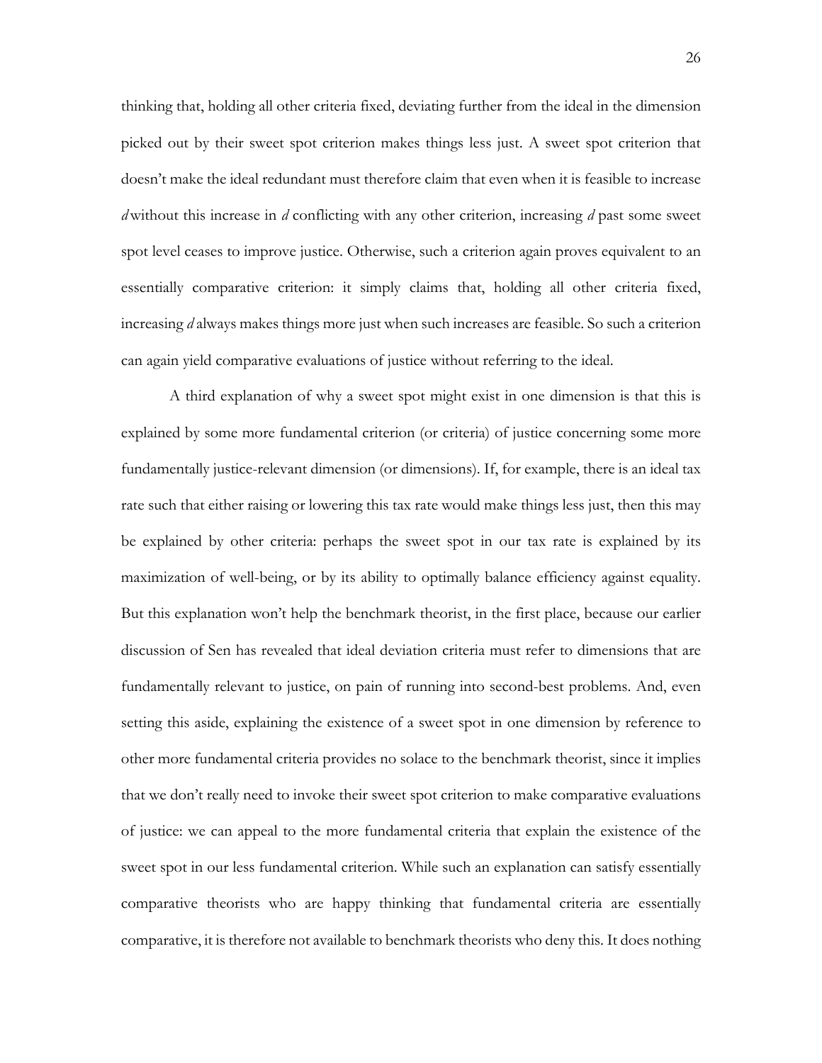thinking that, holding all other criteria fixed, deviating further from the ideal in the dimension picked out by their sweet spot criterion makes things less just. A sweet spot criterion that doesn't make the ideal redundant must therefore claim that even when it is feasible to increase *d* without this increase in *d* conflicting with any other criterion, increasing *d* past some sweet spot level ceases to improve justice. Otherwise, such a criterion again proves equivalent to an essentially comparative criterion: it simply claims that, holding all other criteria fixed, increasing *d* always makes things more just when such increases are feasible. So such a criterion can again yield comparative evaluations of justice without referring to the ideal.

A third explanation of why a sweet spot might exist in one dimension is that this is explained by some more fundamental criterion (or criteria) of justice concerning some more fundamentally justice-relevant dimension (or dimensions). If, for example, there is an ideal tax rate such that either raising or lowering this tax rate would make things less just, then this may be explained by other criteria: perhaps the sweet spot in our tax rate is explained by its maximization of well-being, or by its ability to optimally balance efficiency against equality. But this explanation won't help the benchmark theorist, in the first place, because our earlier discussion of Sen has revealed that ideal deviation criteria must refer to dimensions that are fundamentally relevant to justice, on pain of running into second-best problems. And, even setting this aside, explaining the existence of a sweet spot in one dimension by reference to other more fundamental criteria provides no solace to the benchmark theorist, since it implies that we don't really need to invoke their sweet spot criterion to make comparative evaluations of justice: we can appeal to the more fundamental criteria that explain the existence of the sweet spot in our less fundamental criterion. While such an explanation can satisfy essentially comparative theorists who are happy thinking that fundamental criteria are essentially comparative, it is therefore not available to benchmark theorists who deny this. It does nothing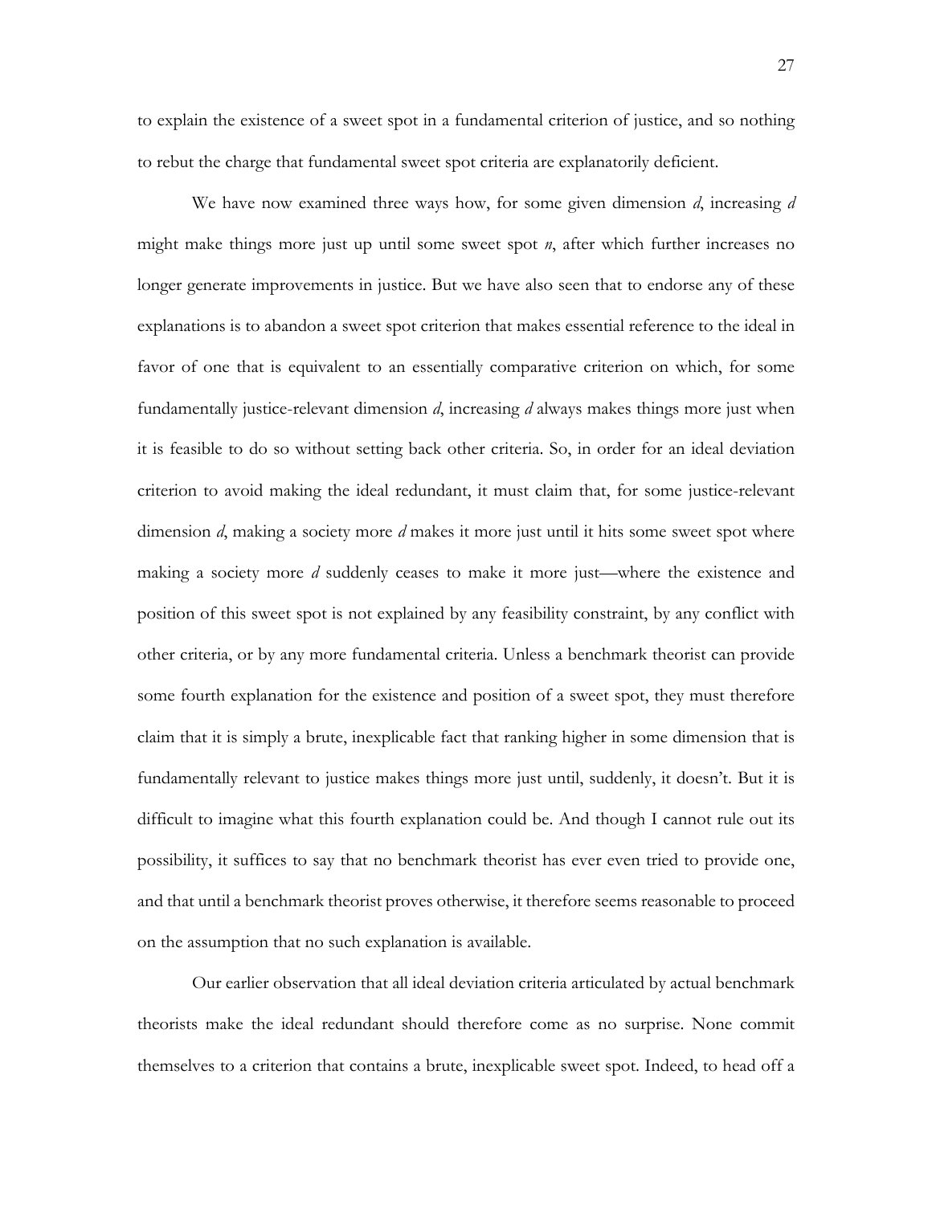to explain the existence of a sweet spot in a fundamental criterion of justice, and so nothing to rebut the charge that fundamental sweet spot criteria are explanatorily deficient.

We have now examined three ways how, for some given dimension *d*, increasing *d* might make things more just up until some sweet spot *n*, after which further increases no longer generate improvements in justice. But we have also seen that to endorse any of these explanations is to abandon a sweet spot criterion that makes essential reference to the ideal in favor of one that is equivalent to an essentially comparative criterion on which, for some fundamentally justice-relevant dimension *d*, increasing *d* always makes things more just when it is feasible to do so without setting back other criteria. So, in order for an ideal deviation criterion to avoid making the ideal redundant, it must claim that, for some justice-relevant dimension *d*, making a society more *d* makes it more just until it hits some sweet spot where making a society more *d* suddenly ceases to make it more just—where the existence and position of this sweet spot is not explained by any feasibility constraint, by any conflict with other criteria, or by any more fundamental criteria. Unless a benchmark theorist can provide some fourth explanation for the existence and position of a sweet spot, they must therefore claim that it is simply a brute, inexplicable fact that ranking higher in some dimension that is fundamentally relevant to justice makes things more just until, suddenly, it doesn't. But it is difficult to imagine what this fourth explanation could be. And though I cannot rule out its possibility, it suffices to say that no benchmark theorist has ever even tried to provide one, and that until a benchmark theorist proves otherwise, it therefore seems reasonable to proceed on the assumption that no such explanation is available.

Our earlier observation that all ideal deviation criteria articulated by actual benchmark theorists make the ideal redundant should therefore come as no surprise. None commit themselves to a criterion that contains a brute, inexplicable sweet spot. Indeed, to head off a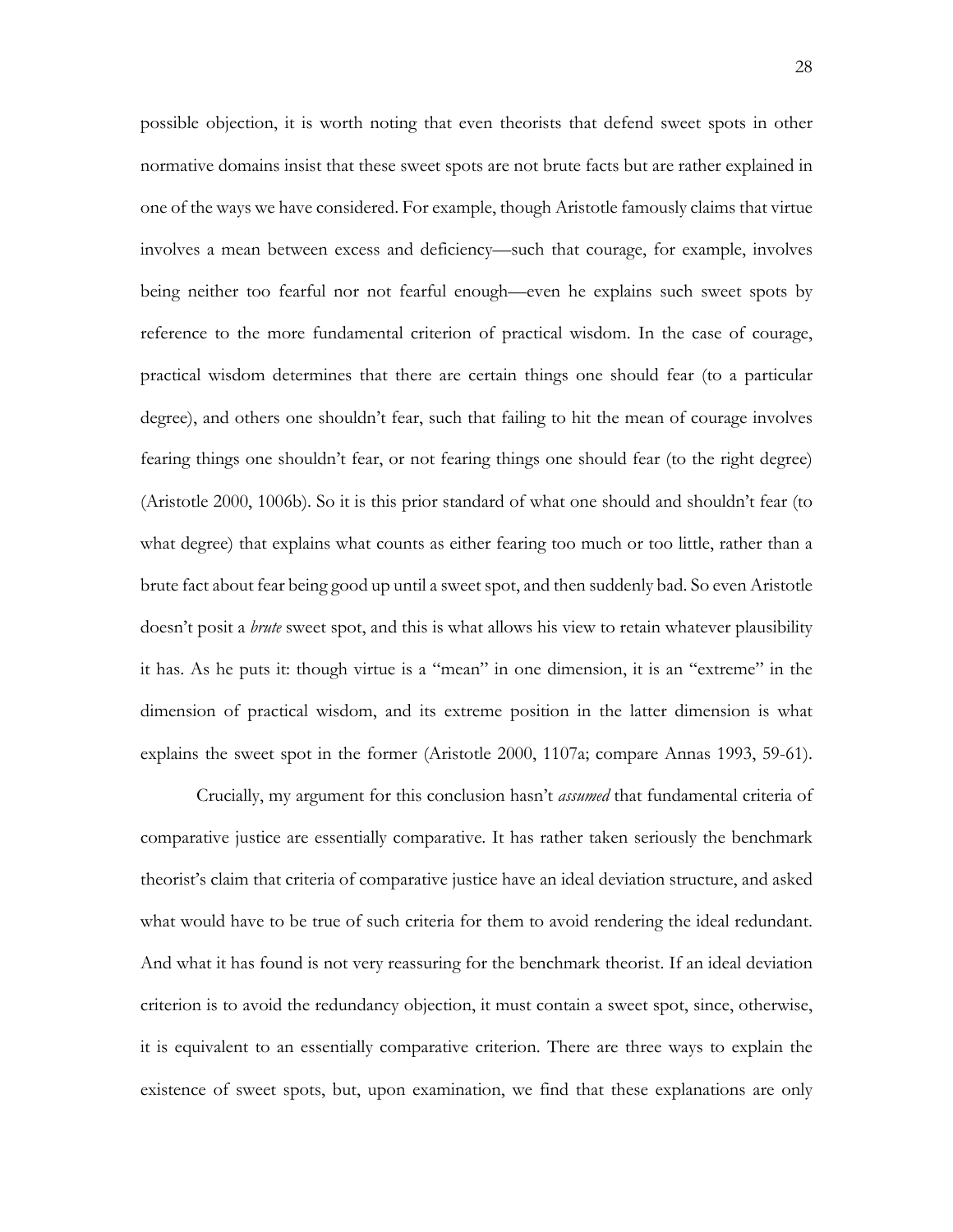possible objection, it is worth noting that even theorists that defend sweet spots in other normative domains insist that these sweet spots are not brute facts but are rather explained in one of the ways we have considered. For example, though Aristotle famously claims that virtue involves a mean between excess and deficiency—such that courage, for example, involves being neither too fearful nor not fearful enough—even he explains such sweet spots by reference to the more fundamental criterion of practical wisdom. In the case of courage, practical wisdom determines that there are certain things one should fear (to a particular degree), and others one shouldn't fear, such that failing to hit the mean of courage involves fearing things one shouldn't fear, or not fearing things one should fear (to the right degree) (Aristotle 2000, 1006b). So it is this prior standard of what one should and shouldn't fear (to what degree) that explains what counts as either fearing too much or too little, rather than a brute fact about fear being good up until a sweet spot, and then suddenly bad. So even Aristotle doesn't posit a *brute* sweet spot, and this is what allows his view to retain whatever plausibility it has. As he puts it: though virtue is a "mean" in one dimension, it is an "extreme" in the dimension of practical wisdom, and its extreme position in the latter dimension is what explains the sweet spot in the former (Aristotle 2000, 1107a; compare Annas 1993, 59-61).

Crucially, my argument for this conclusion hasn't *assumed* that fundamental criteria of comparative justice are essentially comparative. It has rather taken seriously the benchmark theorist's claim that criteria of comparative justice have an ideal deviation structure, and asked what would have to be true of such criteria for them to avoid rendering the ideal redundant. And what it has found is not very reassuring for the benchmark theorist. If an ideal deviation criterion is to avoid the redundancy objection, it must contain a sweet spot, since, otherwise, it is equivalent to an essentially comparative criterion. There are three ways to explain the existence of sweet spots, but, upon examination, we find that these explanations are only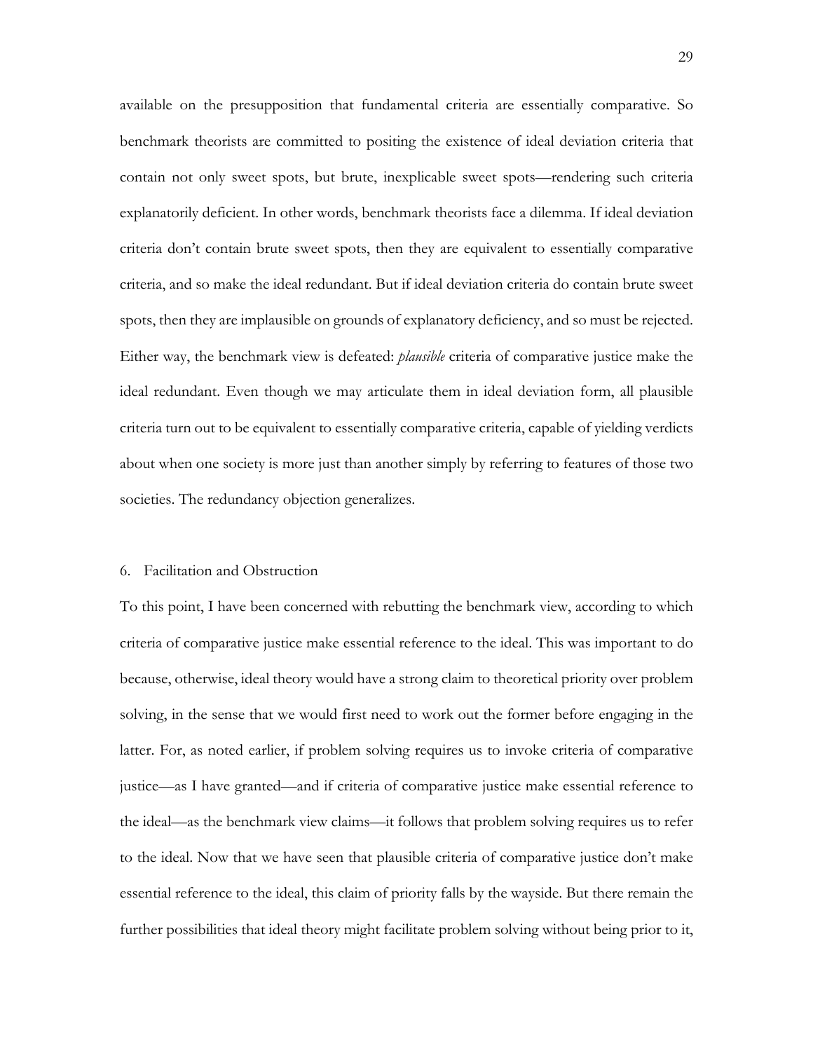available on the presupposition that fundamental criteria are essentially comparative. So benchmark theorists are committed to positing the existence of ideal deviation criteria that contain not only sweet spots, but brute, inexplicable sweet spots—rendering such criteria explanatorily deficient. In other words, benchmark theorists face a dilemma. If ideal deviation criteria don't contain brute sweet spots, then they are equivalent to essentially comparative criteria, and so make the ideal redundant. But if ideal deviation criteria do contain brute sweet spots, then they are implausible on grounds of explanatory deficiency, and so must be rejected. Either way, the benchmark view is defeated: *plausible* criteria of comparative justice make the ideal redundant. Even though we may articulate them in ideal deviation form, all plausible criteria turn out to be equivalent to essentially comparative criteria, capable of yielding verdicts about when one society is more just than another simply by referring to features of those two societies. The redundancy objection generalizes.

## 6. Facilitation and Obstruction

To this point, I have been concerned with rebutting the benchmark view, according to which criteria of comparative justice make essential reference to the ideal. This was important to do because, otherwise, ideal theory would have a strong claim to theoretical priority over problem solving, in the sense that we would first need to work out the former before engaging in the latter. For, as noted earlier, if problem solving requires us to invoke criteria of comparative justice—as I have granted—and if criteria of comparative justice make essential reference to the ideal—as the benchmark view claims—it follows that problem solving requires us to refer to the ideal. Now that we have seen that plausible criteria of comparative justice don't make essential reference to the ideal, this claim of priority falls by the wayside. But there remain the further possibilities that ideal theory might facilitate problem solving without being prior to it,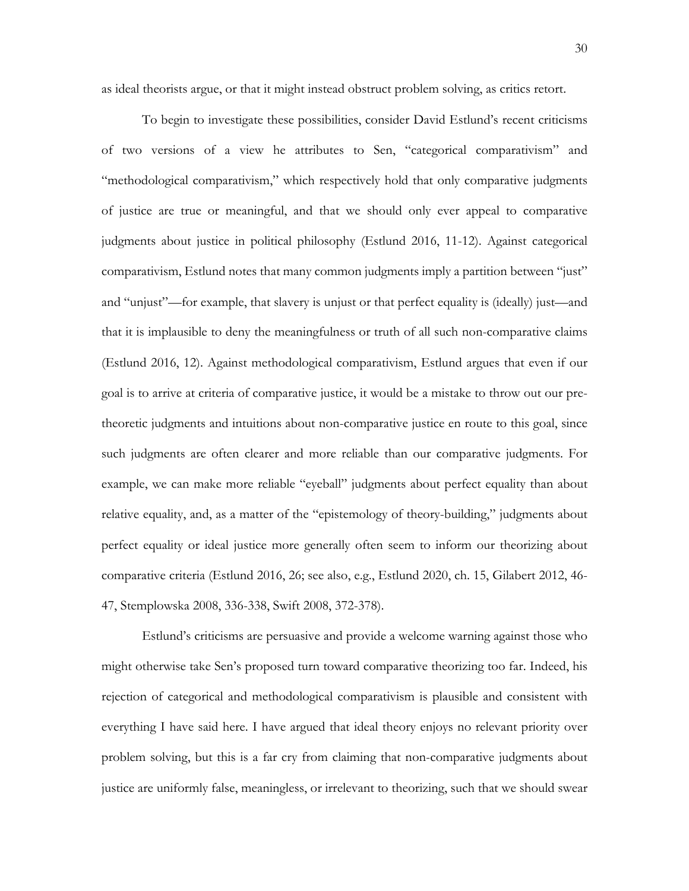as ideal theorists argue, or that it might instead obstruct problem solving, as critics retort.

To begin to investigate these possibilities, consider David Estlund's recent criticisms of two versions of a view he attributes to Sen, "categorical comparativism" and "methodological comparativism," which respectively hold that only comparative judgments of justice are true or meaningful, and that we should only ever appeal to comparative judgments about justice in political philosophy (Estlund 2016, 11-12). Against categorical comparativism, Estlund notes that many common judgments imply a partition between "just" and "unjust"—for example, that slavery is unjust or that perfect equality is (ideally) just—and that it is implausible to deny the meaningfulness or truth of all such non-comparative claims (Estlund 2016, 12). Against methodological comparativism, Estlund argues that even if our goal is to arrive at criteria of comparative justice, it would be a mistake to throw out our pre-theoretic judgments and intuitions about non-comparative justice en route to this goal, since such judgments are often clearer and more reliable than our comparative judgments. For example, we can make more reliable "eyeball" judgments about perfect equality than about relative equality, and, as a matter of the "epistemology of theory-building," judgments about perfect equality or ideal justice more generally often seem to inform our theorizing about comparative criteria (Estlund 2016, 26; see also, e.g., Estlund 2020, ch. 15, Gilabert 2012, 46-47, Stemplowska 2008, 336-338, Swift 2008, 372-378).

Estlund's criticisms are persuasive and provide a welcome warning against those who might otherwise take Sen's proposed turn toward comparative theorizing too far. Indeed, his rejection of categorical and methodological comparativism is plausible and consistent with everything I have said here. I have argued that ideal theory enjoys no relevant priority over problem solving, but this is a far cry from claiming that non-comparative judgments about justice are uniformly false, meaningless, or irrelevant to theorizing, such that we should swear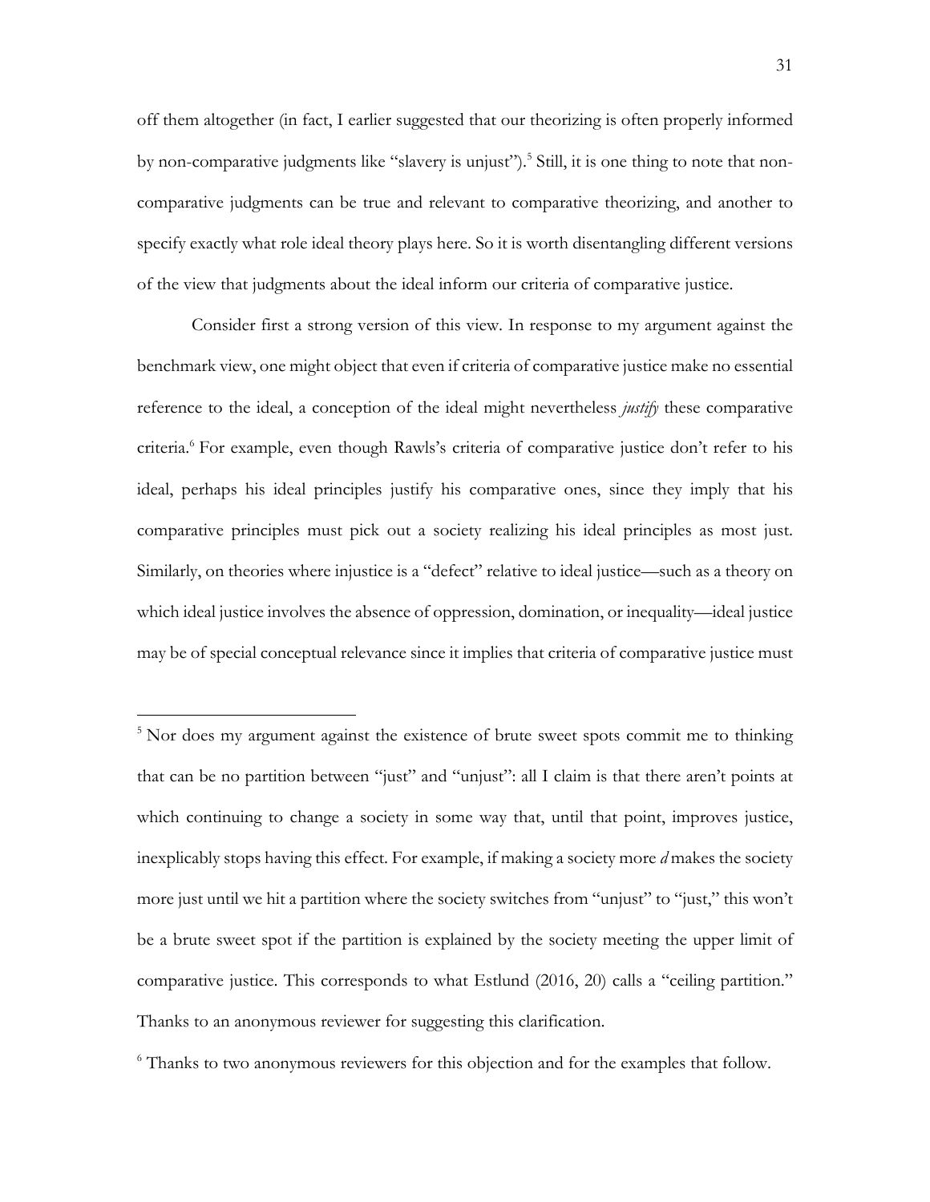off them altogether (in fact, I earlier suggested that our theorizing is often properly informed by non-comparative judgments like "slavery is unjust").[5] Still, it is one thing to note that non-comparative judgments can be true and relevant to comparative theorizing, and another to specify exactly what role ideal theory plays here. So it is worth disentangling different versions of the view that judgments about the ideal inform our criteria of comparative justice.

Consider first a strong version of this view. In response to my argument against the benchmark view, one might object that even if criteria of comparative justice make no essential reference to the ideal, a conception of the ideal might nevertheless *justify* these comparative criteria.[6] For example, even though Rawls's criteria of comparative justice don't refer to his ideal, perhaps his ideal principles justify his comparative ones, since they imply that his comparative principles must pick out a society realizing his ideal principles as most just. Similarly, on theories where injustice is a "defect" relative to ideal justice—such as a theory on which ideal justice involves the absence of oppression, domination, or inequality—ideal justice may be of special conceptual relevance since it implies that criteria of comparative justice must

---

[5] Nor does my argument against the existence of brute sweet spots commit me to thinking that can be no partition between "just" and "unjust": all I claim is that there aren't points at which continuing to change a society in some way that, until that point, improves justice, inexplicably stops having this effect. For example, if making a society more *d* makes the society more just until we hit a partition where the society switches from "unjust" to "just," this won't be a brute sweet spot if the partition is explained by the society meeting the upper limit of comparative justice. This corresponds to what Estlund (2016, 20) calls a "ceiling partition." Thanks to an anonymous reviewer for suggesting this clarification.

[6] Thanks to two anonymous reviewers for this objection and for the examples that follow.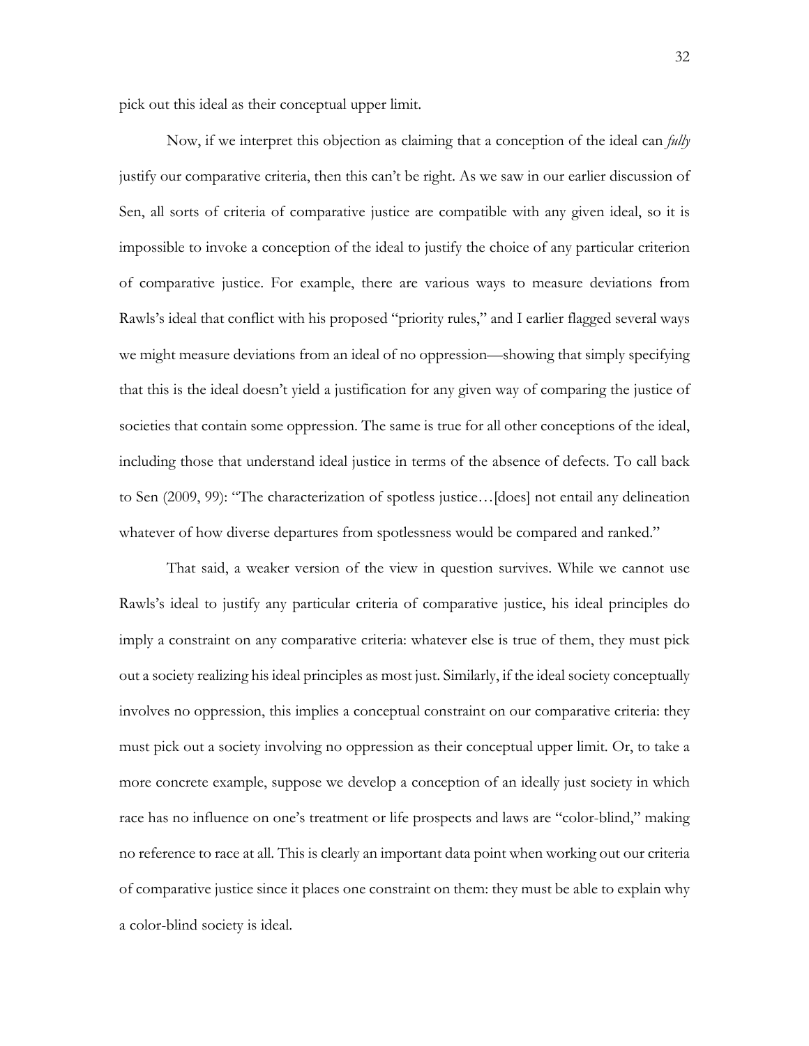pick out this ideal as their conceptual upper limit.

Now, if we interpret this objection as claiming that a conception of the ideal can *fully* justify our comparative criteria, then this can't be right. As we saw in our earlier discussion of Sen, all sorts of criteria of comparative justice are compatible with any given ideal, so it is impossible to invoke a conception of the ideal to justify the choice of any particular criterion of comparative justice. For example, there are various ways to measure deviations from Rawls's ideal that conflict with his proposed "priority rules," and I earlier flagged several ways we might measure deviations from an ideal of no oppression—showing that simply specifying that this is the ideal doesn't yield a justification for any given way of comparing the justice of societies that contain some oppression. The same is true for all other conceptions of the ideal, including those that understand ideal justice in terms of the absence of defects. To call back to Sen (2009, 99): "The characterization of spotless justice…[does] not entail any delineation whatever of how diverse departures from spotlessness would be compared and ranked."

That said, a weaker version of the view in question survives. While we cannot use Rawls's ideal to justify any particular criteria of comparative justice, his ideal principles do imply a constraint on any comparative criteria: whatever else is true of them, they must pick out a society realizing his ideal principles as most just. Similarly, if the ideal society conceptually involves no oppression, this implies a conceptual constraint on our comparative criteria: they must pick out a society involving no oppression as their conceptual upper limit. Or, to take a more concrete example, suppose we develop a conception of an ideally just society in which race has no influence on one's treatment or life prospects and laws are "color-blind," making no reference to race at all. This is clearly an important data point when working out our criteria of comparative justice since it places one constraint on them: they must be able to explain why a color-blind society is ideal.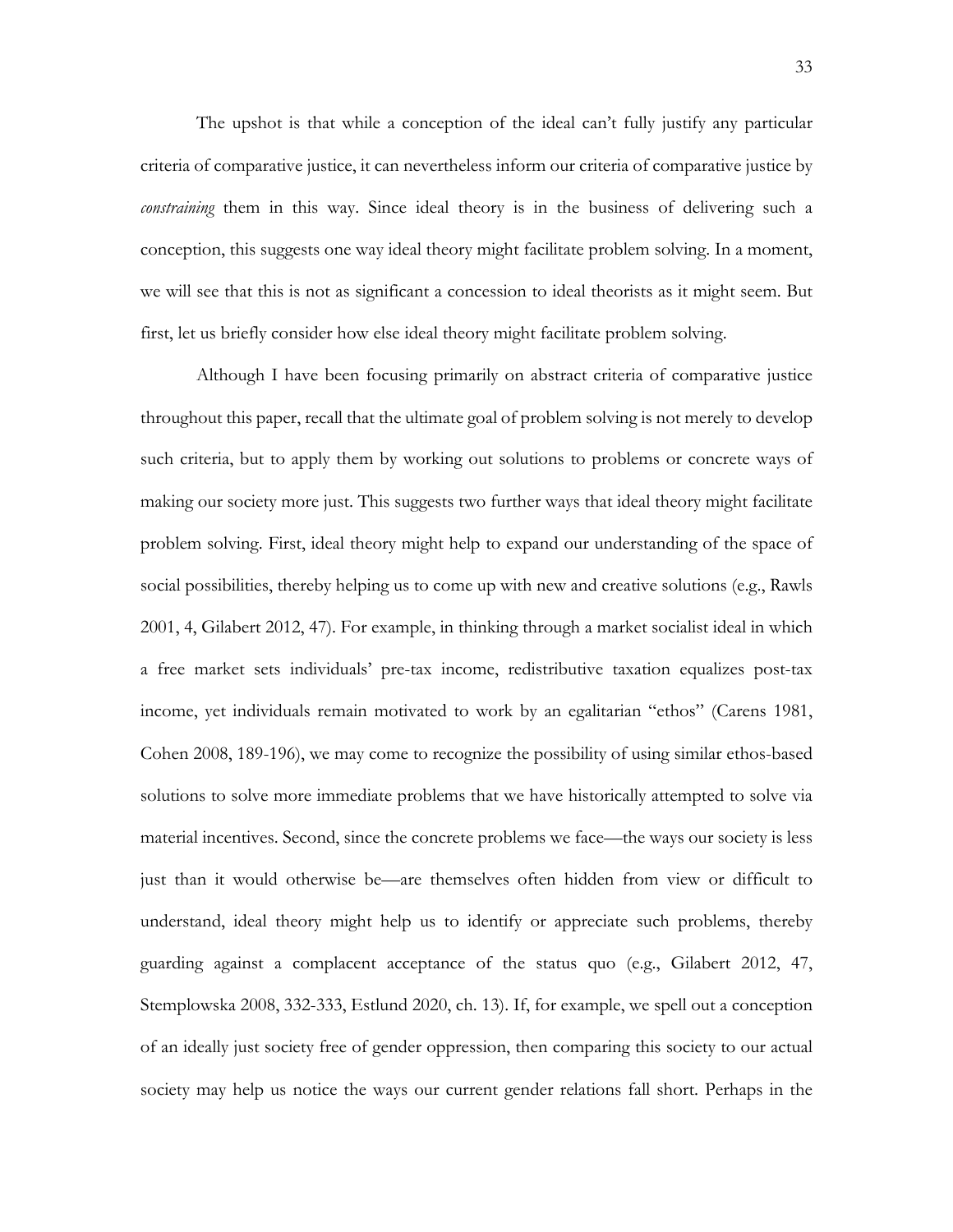The upshot is that while a conception of the ideal can't fully justify any particular criteria of comparative justice, it can nevertheless inform our criteria of comparative justice by *constraining* them in this way. Since ideal theory is in the business of delivering such a conception, this suggests one way ideal theory might facilitate problem solving. In a moment, we will see that this is not as significant a concession to ideal theorists as it might seem. But first, let us briefly consider how else ideal theory might facilitate problem solving.

Although I have been focusing primarily on abstract criteria of comparative justice throughout this paper, recall that the ultimate goal of problem solving is not merely to develop such criteria, but to apply them by working out solutions to problems or concrete ways of making our society more just. This suggests two further ways that ideal theory might facilitate problem solving. First, ideal theory might help to expand our understanding of the space of social possibilities, thereby helping us to come up with new and creative solutions (e.g., Rawls 2001, 4, Gilabert 2012, 47). For example, in thinking through a market socialist ideal in which a free market sets individuals' pre-tax income, redistributive taxation equalizes post-tax income, yet individuals remain motivated to work by an egalitarian "ethos" (Carens 1981, Cohen 2008, 189-196), we may come to recognize the possibility of using similar ethos-based solutions to solve more immediate problems that we have historically attempted to solve via material incentives. Second, since the concrete problems we face—the ways our society is less just than it would otherwise be—are themselves often hidden from view or difficult to understand, ideal theory might help us to identify or appreciate such problems, thereby guarding against a complacent acceptance of the status quo (e.g., Gilabert 2012, 47, Stemplowska 2008, 332-333, Estlund 2020, ch. 13). If, for example, we spell out a conception of an ideally just society free of gender oppression, then comparing this society to our actual society may help us notice the ways our current gender relations fall short. Perhaps in the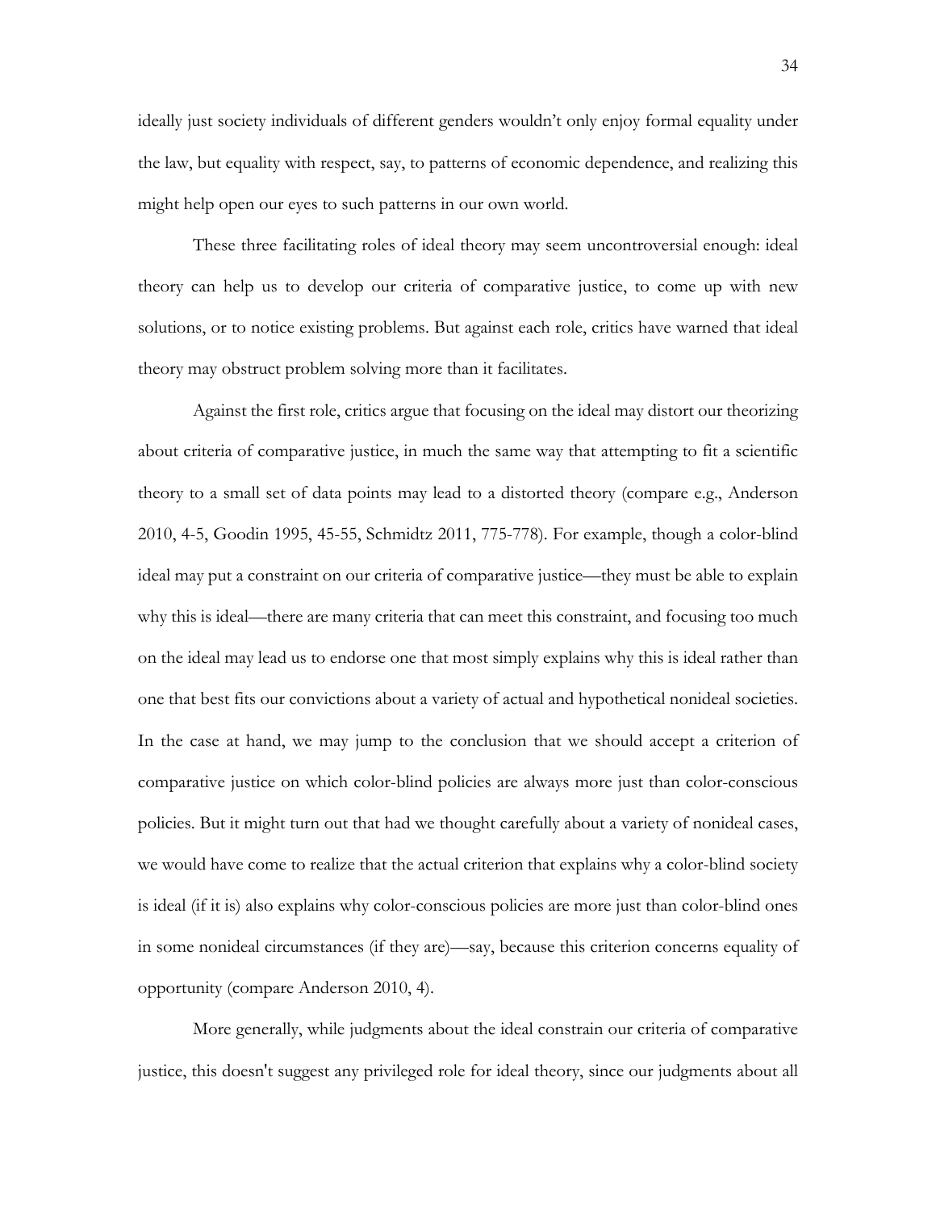ideally just society individuals of different genders wouldn't only enjoy formal equality under the law, but equality with respect, say, to patterns of economic dependence, and realizing this might help open our eyes to such patterns in our own world.

These three facilitating roles of ideal theory may seem uncontroversial enough: ideal theory can help us to develop our criteria of comparative justice, to come up with new solutions, or to notice existing problems. But against each role, critics have warned that ideal theory may obstruct problem solving more than it facilitates.

Against the first role, critics argue that focusing on the ideal may distort our theorizing about criteria of comparative justice, in much the same way that attempting to fit a scientific theory to a small set of data points may lead to a distorted theory (compare e.g., Anderson 2010, 4-5, Goodin 1995, 45-55, Schmidtz 2011, 775-778). For example, though a color-blind ideal may put a constraint on our criteria of comparative justice—they must be able to explain why this is ideal—there are many criteria that can meet this constraint, and focusing too much on the ideal may lead us to endorse one that most simply explains why this is ideal rather than one that best fits our convictions about a variety of actual and hypothetical nonideal societies. In the case at hand, we may jump to the conclusion that we should accept a criterion of comparative justice on which color-blind policies are always more just than color-conscious policies. But it might turn out that had we thought carefully about a variety of nonideal cases, we would have come to realize that the actual criterion that explains why a color-blind society is ideal (if it is) also explains why color-conscious policies are more just than color-blind ones in some nonideal circumstances (if they are)—say, because this criterion concerns equality of opportunity (compare Anderson 2010, 4).

More generally, while judgments about the ideal constrain our criteria of comparative justice, this doesn't suggest any privileged role for ideal theory, since our judgments about all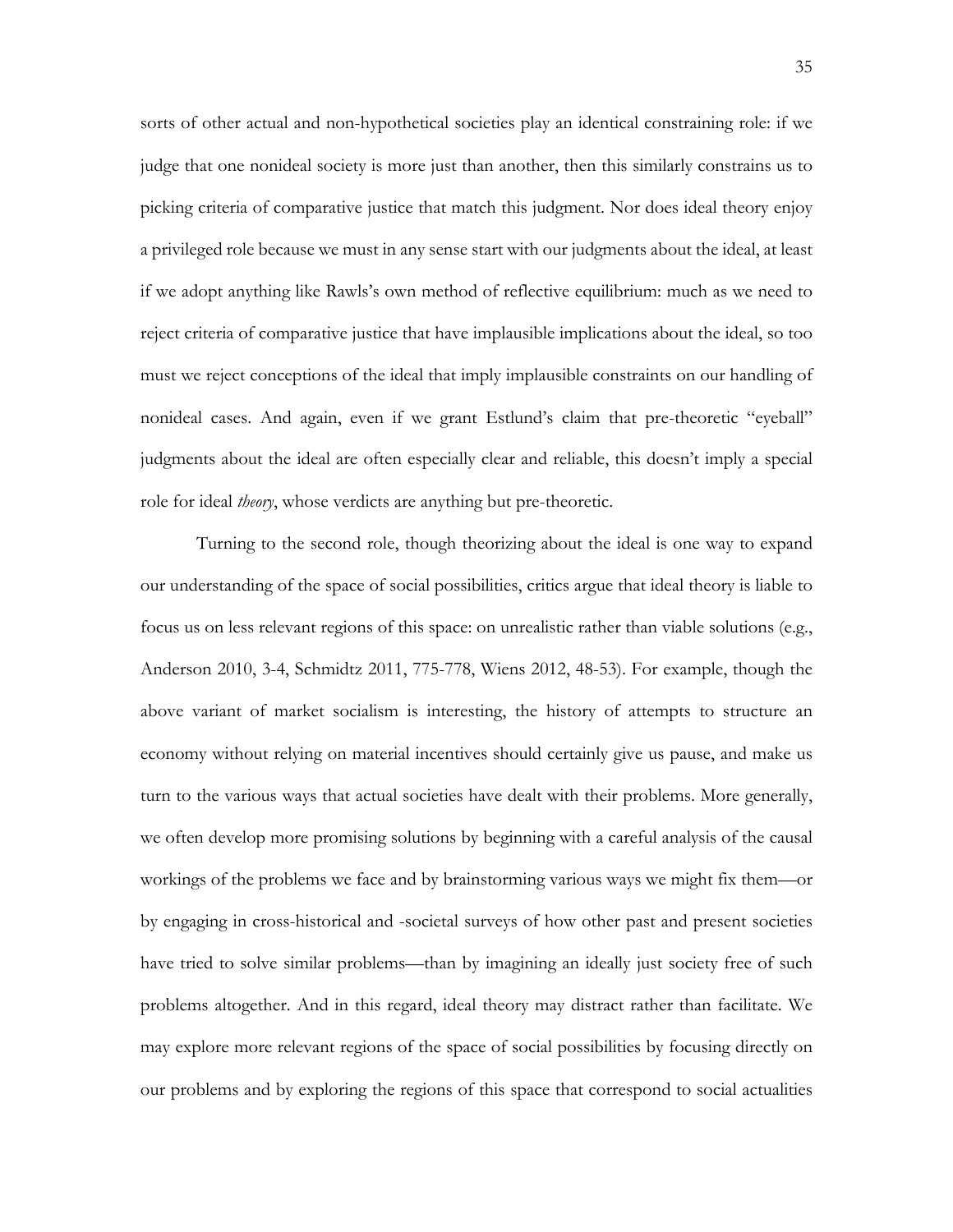sorts of other actual and non-hypothetical societies play an identical constraining role: if we judge that one nonideal society is more just than another, then this similarly constrains us to picking criteria of comparative justice that match this judgment. Nor does ideal theory enjoy a privileged role because we must in any sense start with our judgments about the ideal, at least if we adopt anything like Rawls's own method of reflective equilibrium: much as we need to reject criteria of comparative justice that have implausible implications about the ideal, so too must we reject conceptions of the ideal that imply implausible constraints on our handling of nonideal cases. And again, even if we grant Estlund's claim that pre-theoretic "eyeball" judgments about the ideal are often especially clear and reliable, this doesn't imply a special role for ideal *theory*, whose verdicts are anything but pre-theoretic.

Turning to the second role, though theorizing about the ideal is one way to expand our understanding of the space of social possibilities, critics argue that ideal theory is liable to focus us on less relevant regions of this space: on unrealistic rather than viable solutions (e.g., Anderson 2010, 3-4, Schmidtz 2011, 775-778, Wiens 2012, 48-53). For example, though the above variant of market socialism is interesting, the history of attempts to structure an economy without relying on material incentives should certainly give us pause, and make us turn to the various ways that actual societies have dealt with their problems. More generally, we often develop more promising solutions by beginning with a careful analysis of the causal workings of the problems we face and by brainstorming various ways we might fix them—or by engaging in cross-historical and -societal surveys of how other past and present societies have tried to solve similar problems—than by imagining an ideally just society free of such problems altogether. And in this regard, ideal theory may distract rather than facilitate. We may explore more relevant regions of the space of social possibilities by focusing directly on our problems and by exploring the regions of this space that correspond to social actualities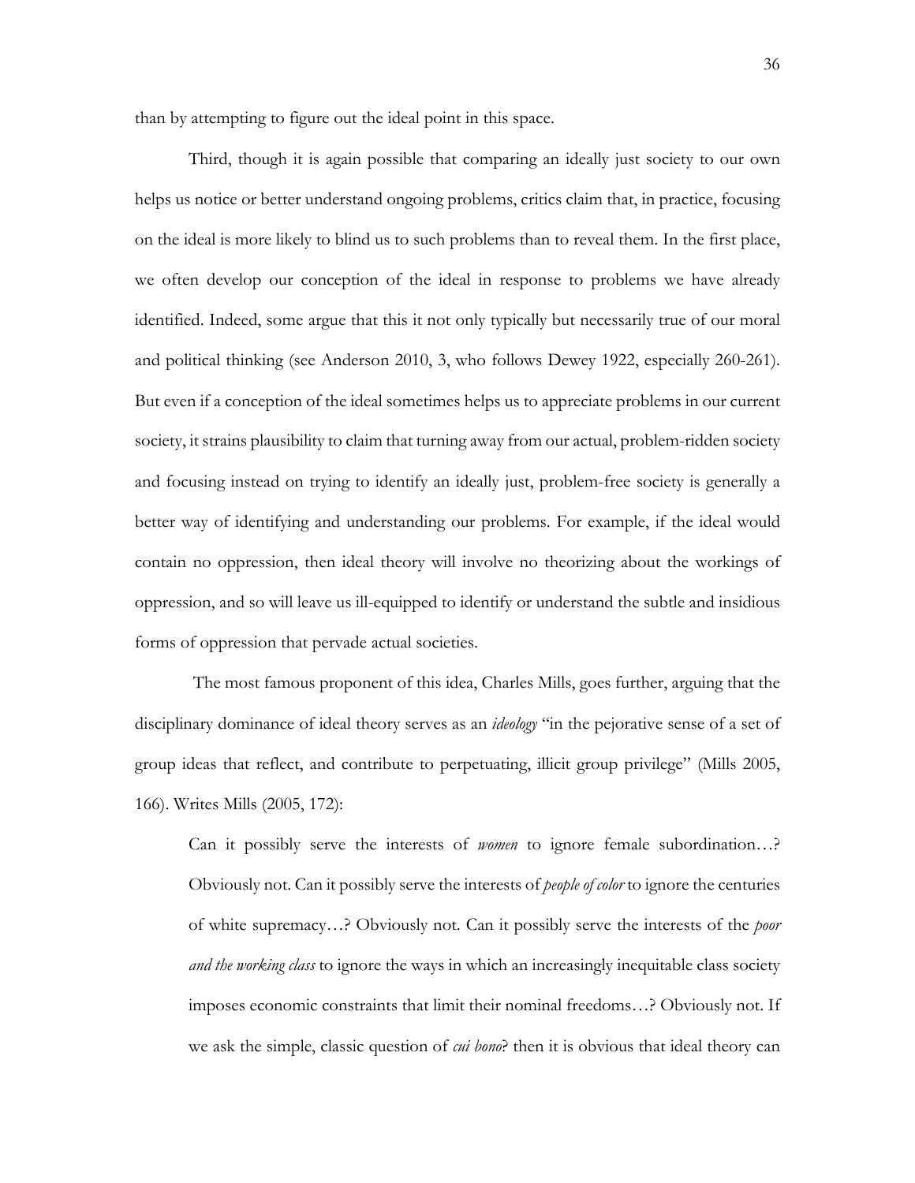than by attempting to figure out the ideal point in this space.

Third, though it is again possible that comparing an ideally just society to our own helps us notice or better understand ongoing problems, critics claim that, in practice, focusing on the ideal is more likely to blind us to such problems than to reveal them. In the first place, we often develop our conception of the ideal in response to problems we have already identified. Indeed, some argue that this it not only typically but necessarily true of our moral and political thinking (see Anderson 2010, 3, who follows Dewey 1922, especially 260-261). But even if a conception of the ideal sometimes helps us to appreciate problems in our current society, it strains plausibility to claim that turning away from our actual, problem-ridden society and focusing instead on trying to identify an ideally just, problem-free society is generally a better way of identifying and understanding our problems. For example, if the ideal would contain no oppression, then ideal theory will involve no theorizing about the workings of oppression, and so will leave us ill-equipped to identify or understand the subtle and insidious forms of oppression that pervade actual societies.

The most famous proponent of this idea, Charles Mills, goes further, arguing that the disciplinary dominance of ideal theory serves as an *ideology* "in the pejorative sense of a set of group ideas that reflect, and contribute to perpetuating, illicit group privilege" (Mills 2005, 166). Writes Mills (2005, 172):

> Can it possibly serve the interests of *women* to ignore female subordination…? Obviously not. Can it possibly serve the interests of *people of color* to ignore the centuries of white supremacy…? Obviously not. Can it possibly serve the interests of the *poor and the working class* to ignore the ways in which an increasingly inequitable class society imposes economic constraints that limit their nominal freedoms…? Obviously not. If we ask the simple, classic question of *cui bono*? then it is obvious that ideal theory can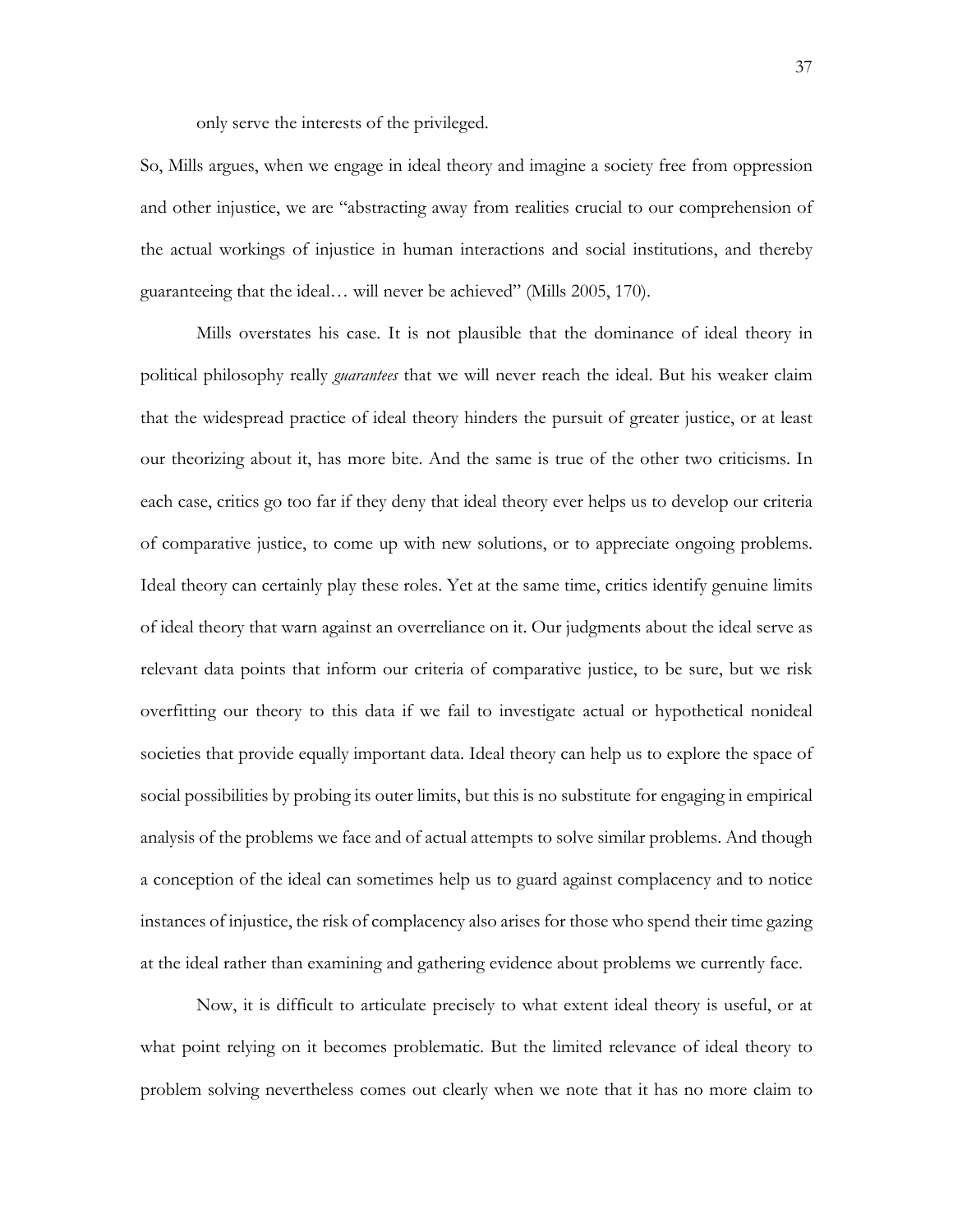only serve the interests of the privileged.

So, Mills argues, when we engage in ideal theory and imagine a society free from oppression and other injustice, we are "abstracting away from realities crucial to our comprehension of the actual workings of injustice in human interactions and social institutions, and thereby guaranteeing that the ideal… will never be achieved" (Mills 2005, 170).

Mills overstates his case. It is not plausible that the dominance of ideal theory in political philosophy really *guarantees* that we will never reach the ideal. But his weaker claim that the widespread practice of ideal theory hinders the pursuit of greater justice, or at least our theorizing about it, has more bite. And the same is true of the other two criticisms. In each case, critics go too far if they deny that ideal theory ever helps us to develop our criteria of comparative justice, to come up with new solutions, or to appreciate ongoing problems. Ideal theory can certainly play these roles. Yet at the same time, critics identify genuine limits of ideal theory that warn against an overreliance on it. Our judgments about the ideal serve as relevant data points that inform our criteria of comparative justice, to be sure, but we risk overfitting our theory to this data if we fail to investigate actual or hypothetical nonideal societies that provide equally important data. Ideal theory can help us to explore the space of social possibilities by probing its outer limits, but this is no substitute for engaging in empirical analysis of the problems we face and of actual attempts to solve similar problems. And though a conception of the ideal can sometimes help us to guard against complacency and to notice instances of injustice, the risk of complacency also arises for those who spend their time gazing at the ideal rather than examining and gathering evidence about problems we currently face.

Now, it is difficult to articulate precisely to what extent ideal theory is useful, or at what point relying on it becomes problematic. But the limited relevance of ideal theory to problem solving nevertheless comes out clearly when we note that it has no more claim to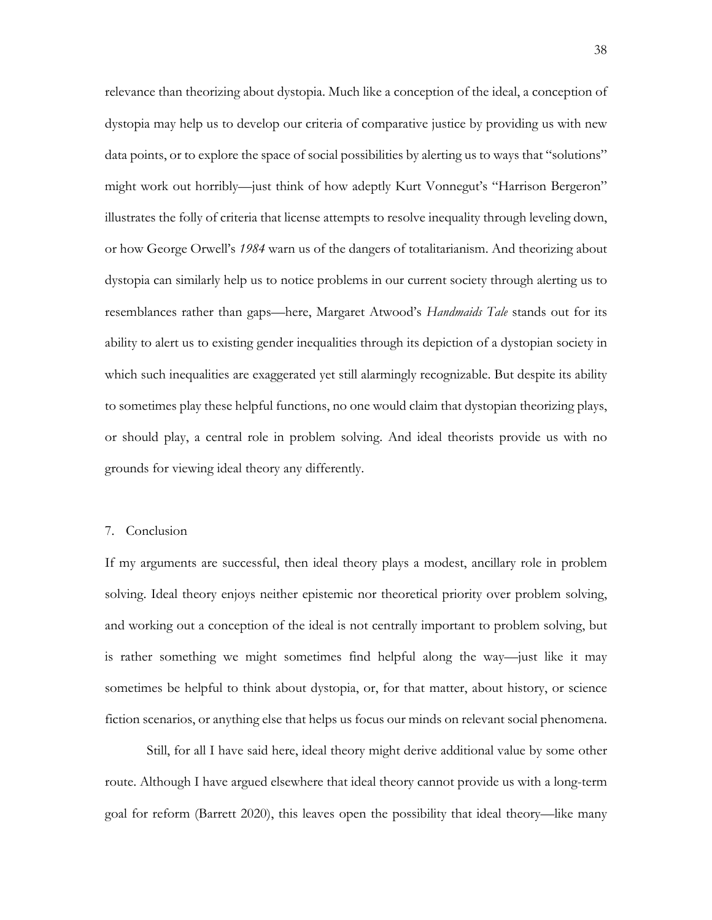relevance than theorizing about dystopia. Much like a conception of the ideal, a conception of dystopia may help us to develop our criteria of comparative justice by providing us with new data points, or to explore the space of social possibilities by alerting us to ways that "solutions" might work out horribly—just think of how adeptly Kurt Vonnegut's "Harrison Bergeron" illustrates the folly of criteria that license attempts to resolve inequality through leveling down, or how George Orwell's *1984* warn us of the dangers of totalitarianism. And theorizing about dystopia can similarly help us to notice problems in our current society through alerting us to resemblances rather than gaps—here, Margaret Atwood's *Handmaids Tale* stands out for its ability to alert us to existing gender inequalities through its depiction of a dystopian society in which such inequalities are exaggerated yet still alarmingly recognizable. But despite its ability to sometimes play these helpful functions, no one would claim that dystopian theorizing plays, or should play, a central role in problem solving. And ideal theorists provide us with no grounds for viewing ideal theory any differently.

## 7. Conclusion

If my arguments are successful, then ideal theory plays a modest, ancillary role in problem solving. Ideal theory enjoys neither epistemic nor theoretical priority over problem solving, and working out a conception of the ideal is not centrally important to problem solving, but is rather something we might sometimes find helpful along the way—just like it may sometimes be helpful to think about dystopia, or, for that matter, about history, or science fiction scenarios, or anything else that helps us focus our minds on relevant social phenomena.

Still, for all I have said here, ideal theory might derive additional value by some other route. Although I have argued elsewhere that ideal theory cannot provide us with a long-term goal for reform (Barrett 2020), this leaves open the possibility that ideal theory—like many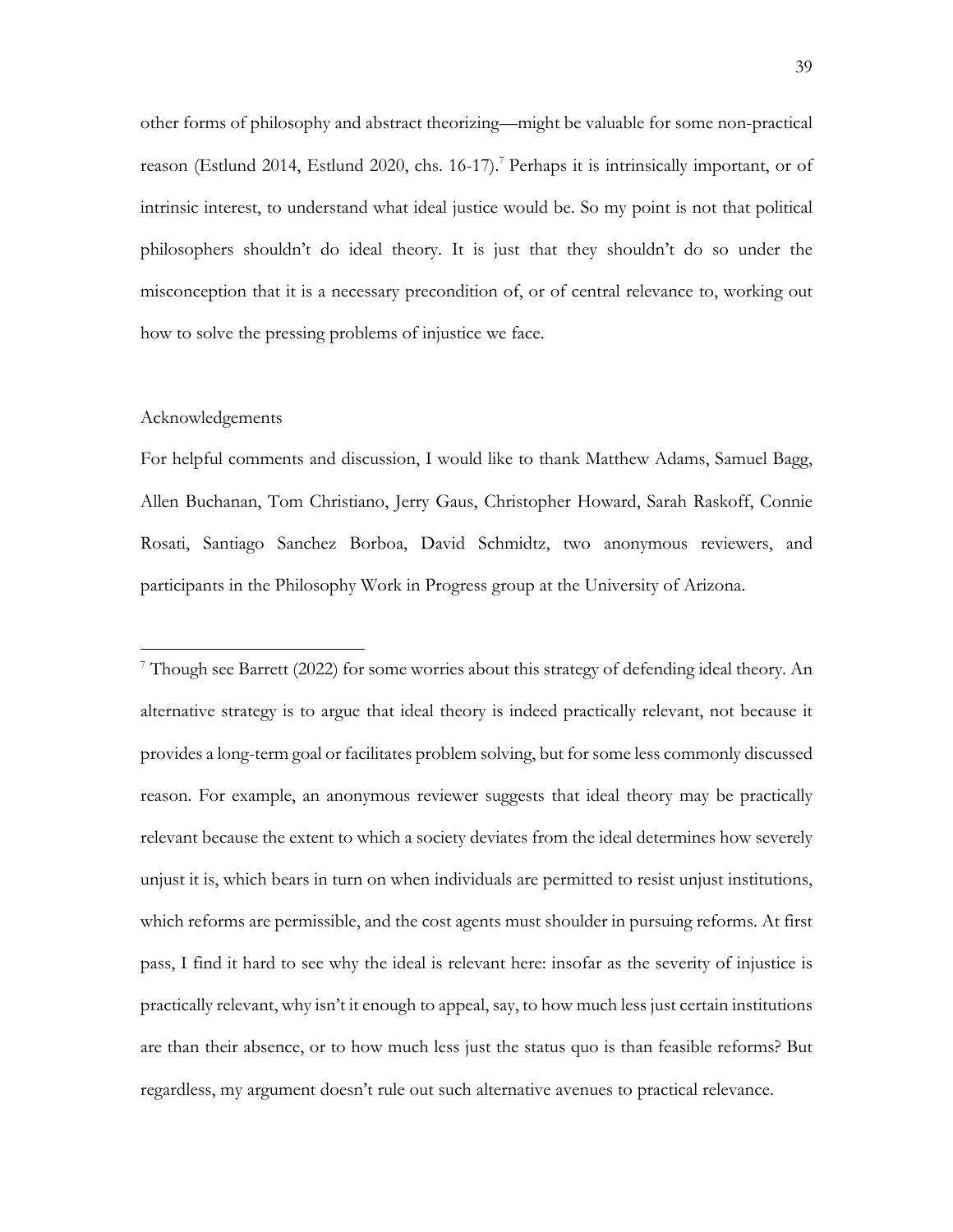other forms of philosophy and abstract theorizing—might be valuable for some non-practical reason (Estlund 2014, Estlund 2020, chs. 16-17).[7] Perhaps it is intrinsically important, or of intrinsic interest, to understand what ideal justice would be. So my point is not that political philosophers shouldn't do ideal theory. It is just that they shouldn't do so under the misconception that it is a necessary precondition of, or of central relevance to, working out how to solve the pressing problems of injustice we face.

## Acknowledgements

For helpful comments and discussion, I would like to thank Matthew Adams, Samuel Bagg, Allen Buchanan, Tom Christiano, Jerry Gaus, Christopher Howard, Sarah Raskoff, Connie Rosati, Santiago Sanchez Borboa, David Schmidtz, two anonymous reviewers, and participants in the Philosophy Work in Progress group at the University of Arizona.

---

[7] Though see Barrett (2022) for some worries about this strategy of defending ideal theory. An alternative strategy is to argue that ideal theory is indeed practically relevant, not because it provides a long-term goal or facilitates problem solving, but for some less commonly discussed reason. For example, an anonymous reviewer suggests that ideal theory may be practically relevant because the extent to which a society deviates from the ideal determines how severely unjust it is, which bears in turn on when individuals are permitted to resist unjust institutions, which reforms are permissible, and the cost agents must shoulder in pursuing reforms. At first pass, I find it hard to see why the ideal is relevant here: insofar as the severity of injustice is practically relevant, why isn't it enough to appeal, say, to how much less just certain institutions are than their absence, or to how much less just the status quo is than feasible reforms? But regardless, my argument doesn't rule out such alternative avenues to practical relevance.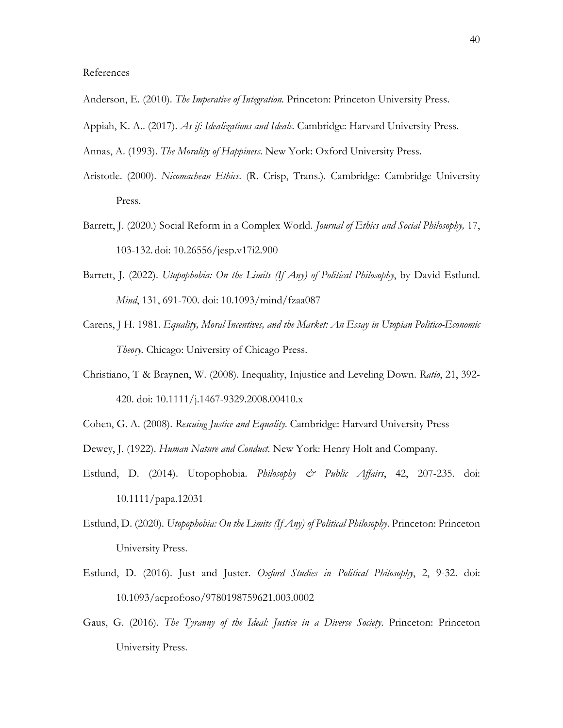References

Anderson, E. (2010). *The Imperative of Integration*. Princeton: Princeton University Press.

Appiah, K. A.. (2017). *As if: Idealizations and Ideals*. Cambridge: Harvard University Press.

Annas, A. (1993). *The Morality of Happiness*. New York: Oxford University Press.

Aristotle. (2000). *Nicomachean Ethics*. (R. Crisp, Trans.). Cambridge: Cambridge University Press.

Barrett, J. (2020.) Social Reform in a Complex World. *Journal of Ethics and Social Philosophy,* 17, 103-132. doi: 10.26556/jesp.v17i2.900

Barrett, J. (2022). *Utopophobia: On the Limits (If Any) of Political Philosophy*, by David Estlund. *Mind*, 131, 691-700. doi: 10.1093/mind/fzaa087

Carens, J H. 1981. *Equality, Moral Incentives, and the Market: An Essay in Utopian Politico-Economic Theory.* Chicago: University of Chicago Press.

Christiano, T & Braynen, W. (2008). Inequality, Injustice and Leveling Down. *Ratio*, 21, 392-420. doi: 10.1111/j.1467-9329.2008.00410.x

Cohen, G. A. (2008). *Rescuing Justice and Equality*. Cambridge: Harvard University Press

Dewey, J. (1922). *Human Nature and Conduct*. New York: Henry Holt and Company.

Estlund, D. (2014). Utopophobia. *Philosophy & Public Affairs*, 42, 207-235. doi: 10.1111/papa.12031

Estlund, D. (2020). *Utopophobia: On the Limits (If Any) of Political Philosophy*. Princeton: Princeton University Press.

Estlund, D. (2016). Just and Juster. *Oxford Studies in Political Philosophy*, 2, 9-32. doi: 10.1093/acprof:oso/9780198759621.003.0002

Gaus, G. (2016). *The Tyranny of the Ideal: Justice in a Diverse Society*. Princeton: Princeton University Press.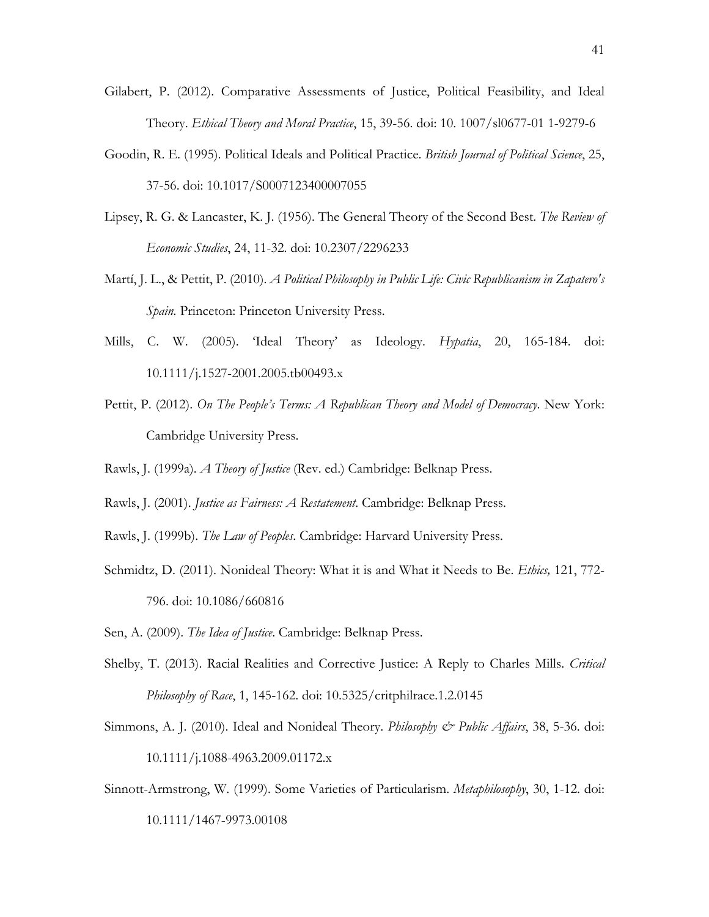Gilabert, P. (2012). Comparative Assessments of Justice, Political Feasibility, and Ideal Theory. *Ethical Theory and Moral Practice*, 15, 39-56. doi: 10. 1007/sl0677-01 1-9279-6

Goodin, R. E. (1995). Political Ideals and Political Practice. *British Journal of Political Science*, 25, 37-56. doi: 10.1017/S0007123400007055

Lipsey, R. G. & Lancaster, K. J. (1956). The General Theory of the Second Best. *The Review of Economic Studies*, 24, 11-32. doi: 10.2307/2296233

Martí, J. L., & Pettit, P. (2010). *A Political Philosophy in Public Life: Civic Republicanism in Zapatero's Spain.* Princeton: Princeton University Press.

Mills, C. W. (2005). 'Ideal Theory' as Ideology. *Hypatia*, 20, 165-184. doi: 10.1111/j.1527-2001.2005.tb00493.x

Pettit, P. (2012). *On The People's Terms: A Republican Theory and Model of Democracy*. New York: Cambridge University Press.

Rawls, J. (1999a). *A Theory of Justice* (Rev. ed.) Cambridge: Belknap Press.

Rawls, J. (2001). *Justice as Fairness: A Restatement*. Cambridge: Belknap Press.

Rawls, J. (1999b). *The Law of Peoples*. Cambridge: Harvard University Press.

Schmidtz, D. (2011). Nonideal Theory: What it is and What it Needs to Be. *Ethics,* 121, 772-796. doi: 10.1086/660816

Sen, A. (2009). *The Idea of Justice*. Cambridge: Belknap Press.

Shelby, T. (2013). Racial Realities and Corrective Justice: A Reply to Charles Mills. *Critical Philosophy of Race*, 1, 145-162. doi: 10.5325/critphilrace.1.2.0145

Simmons, A. J. (2010). Ideal and Nonideal Theory. *Philosophy & Public Affairs*, 38, 5-36. doi: 10.1111/j.1088-4963.2009.01172.x

Sinnott-Armstrong, W. (1999). Some Varieties of Particularism. *Metaphilosophy*, 30, 1-12. doi: 10.1111/1467-9973.00108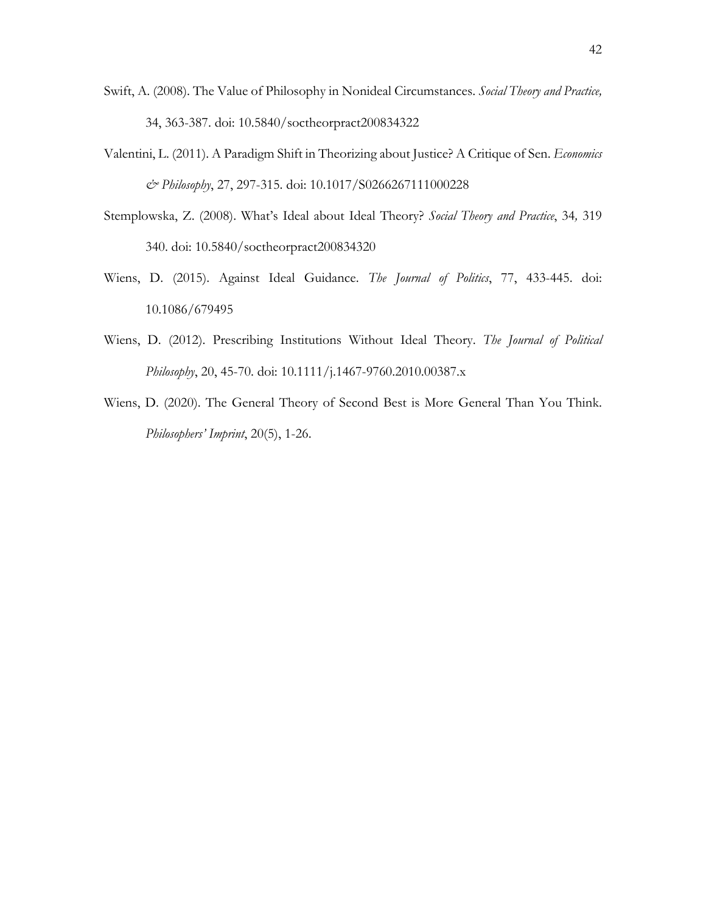Swift, A. (2008). The Value of Philosophy in Nonideal Circumstances. *Social Theory and Practice,* 34, 363-387. doi: 10.5840/soctheorpract200834322

Valentini, L. (2011). A Paradigm Shift in Theorizing about Justice? A Critique of Sen. *Economics & Philosophy*, 27, 297-315. doi: 10.1017/S0266267111000228

Stemplowska, Z. (2008). What's Ideal about Ideal Theory? *Social Theory and Practice*, 34*,* 319 340. doi: 10.5840/soctheorpract200834320

Wiens, D. (2015). Against Ideal Guidance. *The Journal of Politics*, 77, 433-445. doi: 10.1086/679495

Wiens, D. (2012). Prescribing Institutions Without Ideal Theory. *The Journal of Political Philosophy*, 20, 45-70. doi: 10.1111/j.1467-9760.2010.00387.x

Wiens, D. (2020). The General Theory of Second Best is More General Than You Think. *Philosophers' Imprint*, 20(5), 1-26.